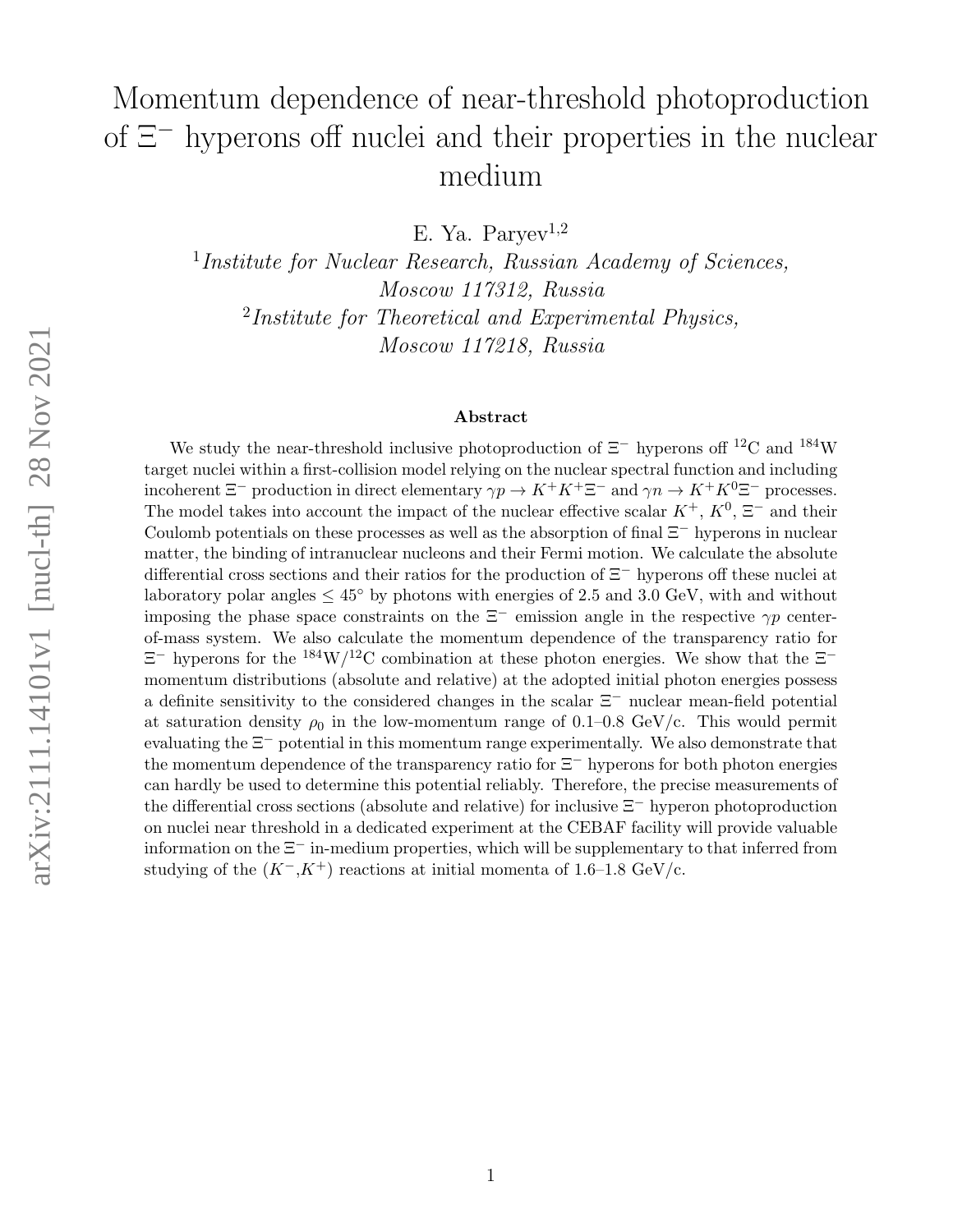# Momentum dependence of near-threshold photoproduction of $\Xi^-$ hyperons off nuclei and their properties in the nuclear medium

E. Ya. Paryev[1,2]

[1]*Institute for Nuclear Research, Russian Academy of Sciences, Moscow 117312, Russia*

[2]*Institute for Theoretical and Experimental Physics, Moscow 117218, Russia*

## Abstract

We study the near-threshold inclusive photoproduction of $\Xi^-$ hyperons off $^{12}$C and $^{184}$W target nuclei within a first-collision model relying on the nuclear spectral function and including incoherent $\Xi^-$ production in direct elementary $\gamma p \to K^+K^+\Xi^-$ and $\gamma n \to K^+K^0\Xi^-$ processes. The model takes into account the impact of the nuclear effective scalar $K^+$, $K^0$, $\Xi^-$ and their Coulomb potentials on these processes as well as the absorption of final $\Xi^-$ hyperons in nuclear matter, the binding of intranuclear nucleons and their Fermi motion. We calculate the absolute differential cross sections and their ratios for the production of $\Xi^-$ hyperons off these nuclei at laboratory polar angles $\leq 45^\circ$ by photons with energies of 2.5 and 3.0 GeV, with and without imposing the phase space constraints on the $\Xi^-$ emission angle in the respective $\gamma p$ center-of-mass system. We also calculate the momentum dependence of the transparency ratio for $\Xi^-$ hyperons for the $^{184}$W/$^{12}$C combination at these photon energies. We show that the $\Xi^-$ momentum distributions (absolute and relative) at the adopted initial photon energies possess a definite sensitivity to the considered changes in the scalar $\Xi^-$ nuclear mean-field potential at saturation density $\rho_0$ in the low-momentum range of 0.1–0.8 GeV/c. This would permit evaluating the $\Xi^-$ potential in this momentum range experimentally. We also demonstrate that the momentum dependence of the transparency ratio for $\Xi^-$ hyperons for both photon energies can hardly be used to determine this potential reliably. Therefore, the precise measurements of the differential cross sections (absolute and relative) for inclusive $\Xi^-$ hyperon photoproduction on nuclei near threshold in a dedicated experiment at the CEBAF facility will provide valuable information on the $\Xi^-$ in-medium properties, which will be supplementary to that inferred from studying of the ($K^-$,$K^+$) reactions at initial momenta of 1.6–1.8 GeV/c.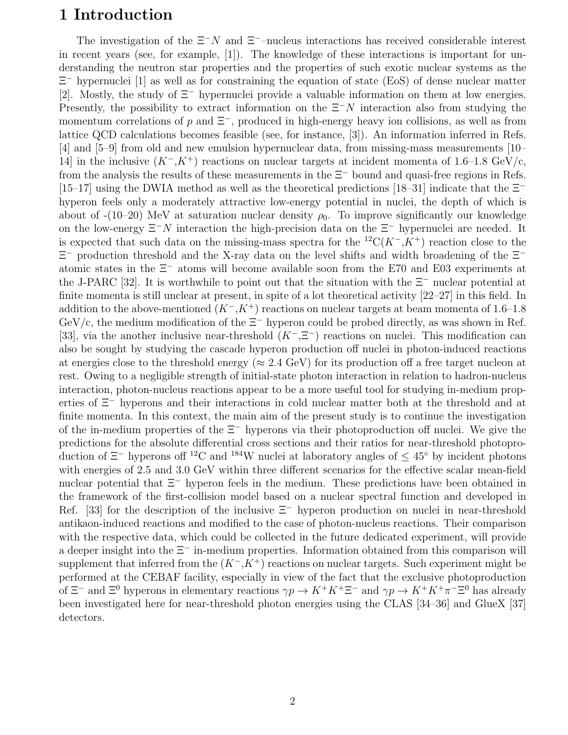# 1 Introduction

The investigation of the $\Xi^- N$ and $\Xi^-$–nucleus interactions has received considerable interest in recent years (see, for example, [1]). The knowledge of these interactions is important for understanding the neutron star properties and the properties of such exotic nuclear systems as the $\Xi^-$ hypernuclei [1] as well as for constraining the equation of state (EoS) of dense nuclear matter [2]. Mostly, the study of $\Xi^-$ hypernuclei provide a valuable information on them at low energies. Presently, the possibility to extract information on the $\Xi^- N$ interaction also from studying the momentum correlations of $p$ and $\Xi^-$, produced in high-energy heavy ion collisions, as well as from lattice QCD calculations becomes feasible (see, for instance, [3]). An information inferred in Refs. [4] and [5–9] from old and new emulsion hypernuclear data, from missing-mass measurements [10–14] in the inclusive ($K^-$,$K^+$) reactions on nuclear targets at incident momenta of 1.6–1.8 GeV/c, from the analysis the results of these measurements in the $\Xi^-$ bound and quasi-free regions in Refs. [15–17] using the DWIA method as well as the theoretical predictions [18–31] indicate that the $\Xi^-$ hyperon feels only a moderately attractive low-energy potential in nuclei, the depth of which is about of -(10–20) MeV at saturation nuclear density $\rho_0$. To improve significantly our knowledge on the low-energy $\Xi^- N$ interaction the high-precision data on the $\Xi^-$ hypernuclei are needed. It is expected that such data on the missing-mass spectra for the $^{12}$C($K^-$,$K^+$) reaction close to the $\Xi^-$ production threshold and the X-ray data on the level shifts and width broadening of the $\Xi^-$ atomic states in the $\Xi^-$ atoms will become available soon from the E70 and E03 experiments at the J-PARC [32]. It is worthwhile to point out that the situation with the $\Xi^-$ nuclear potential at finite momenta is still unclear at present, in spite of a lot theoretical activity [22–27] in this field. In addition to the above-mentioned ($K^-$,$K^+$) reactions on nuclear targets at beam momenta of 1.6–1.8 GeV/c, the medium modification of the $\Xi^-$ hyperon could be probed directly, as was shown in Ref. [33], via the another inclusive near-threshold ($K^-$,$\Xi^-$) reactions on nuclei. This modification can also be sought by studying the cascade hyperon production off nuclei in photon-induced reactions at energies close to the threshold energy ($\approx 2.4$ GeV) for its production off a free target nucleon at rest. Owing to a negligible strength of initial-state photon interaction in relation to hadron-nucleus interaction, photon-nucleus reactions appear to be a more useful tool for studying in-medium properties of $\Xi^-$ hyperons and their interactions in cold nuclear matter both at the threshold and at finite momenta. In this context, the main aim of the present study is to continue the investigation of the in-medium properties of the $\Xi^-$ hyperons via their photoproduction off nuclei. We give the predictions for the absolute differential cross sections and their ratios for near-threshold photoproduction of $\Xi^-$ hyperons off $^{12}$C and $^{184}$W nuclei at laboratory angles of $\leq 45^\circ$ by incident photons with energies of 2.5 and 3.0 GeV within three different scenarios for the effective scalar mean-field nuclear potential that $\Xi^-$ hyperon feels in the medium. These predictions have been obtained in the framework of the first-collision model based on a nuclear spectral function and developed in Ref. [33] for the description of the inclusive $\Xi^-$ hyperon production on nuclei in near-threshold antikaon-induced reactions and modified to the case of photon-nucleus reactions. Their comparison with the respective data, which could be collected in the future dedicated experiment, will provide a deeper insight into the $\Xi^-$ in-medium properties. Information obtained from this comparison will supplement that inferred from the ($K^-$,$K^+$) reactions on nuclear targets. Such experiment might be performed at the CEBAF facility, especially in view of the fact that the exclusive photoproduction of $\Xi^-$ and $\Xi^0$ hyperons in elementary reactions $\gamma p \to K^+K^+\Xi^-$ and $\gamma p \to K^+K^+\pi^-\Xi^0$ has already been investigated here for near-threshold photon energies using the CLAS [34–36] and GlueX [37] detectors.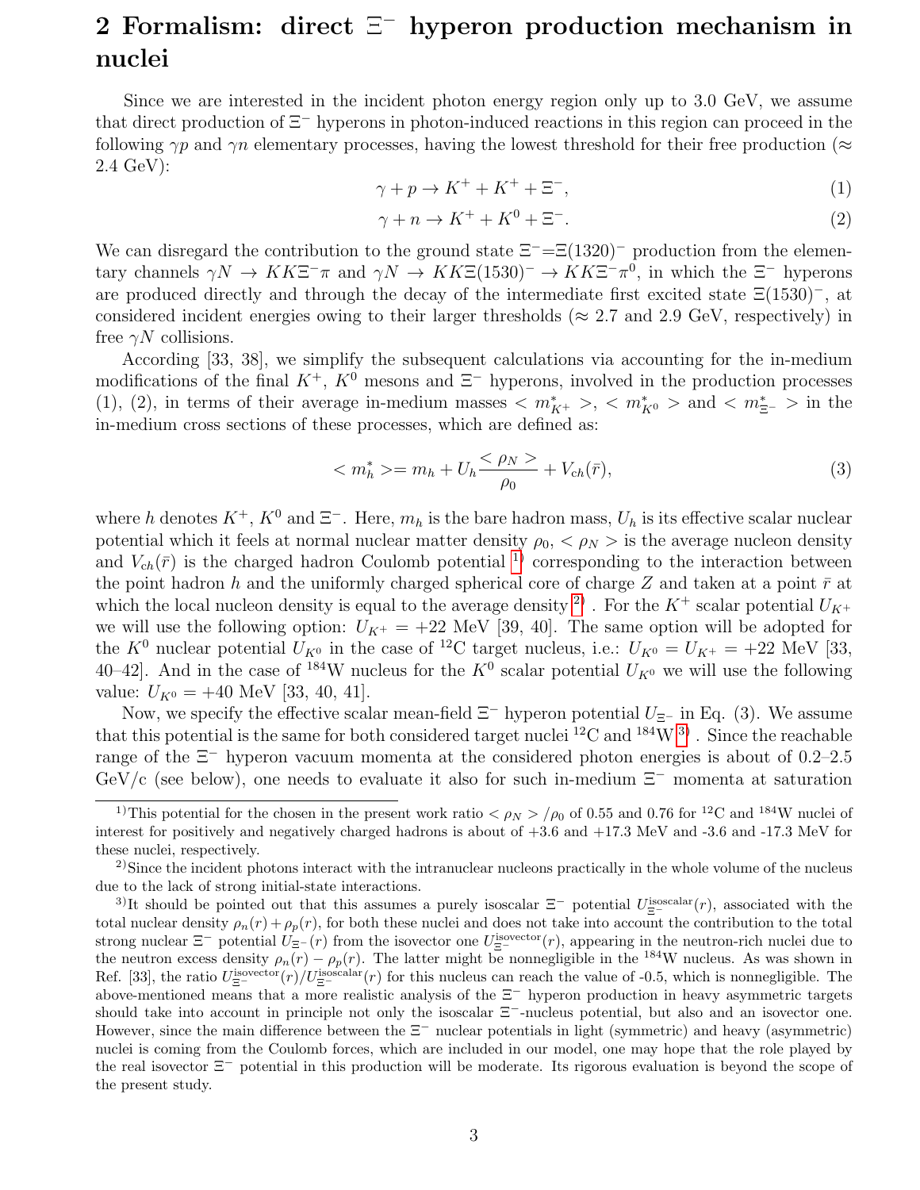## 2 Formalism: direct $\Xi^-$ hyperon production mechanism in nuclei

Since we are interested in the incident photon energy region only up to 3.0 GeV, we assume that direct production of $\Xi^-$ hyperons in photon-induced reactions in this region can proceed in the following $\gamma p$ and $\gamma n$ elementary processes, having the lowest threshold for their free production ($\approx$ 2.4 GeV):

$$\gamma + p \to K^+ + K^+ + \Xi^-, \tag{1}$$

$$\gamma + n \to K^+ + K^0 + \Xi^-. \tag{2}$$

We can disregard the contribution to the ground state $\Xi^-$=$\Xi(1320)^-$ production from the elementary channels $\gamma N \to KK\Xi^-\pi$ and $\gamma N \to KK\Xi(1530)^- \to KK\Xi^-\pi^0$, in which the $\Xi^-$ hyperons are produced directly and through the decay of the intermediate first excited state $\Xi(1530)^-$, at considered incident energies owing to their larger thresholds ($\approx$ 2.7 and 2.9 GeV, respectively) in free $\gamma N$ collisions.

According [33, 38], we simplify the subsequent calculations via accounting for the in-medium modifications of the final $K^+$, $K^0$ mesons and $\Xi^-$ hyperons, involved in the production processes (1), (2), in terms of their average in-medium masses $< m^*_{K^+} >$, $< m^*_{K^0} >$ and $< m^*_{\Xi^-} >$ in the in-medium cross sections of these processes, which are defined as:

$$< m^*_h >= m_h + U_h \frac{< \rho_N >}{\rho_0} + V_{ch}(\bar{r}), \tag{3}$$

where $h$ denotes $K^+$, $K^0$ and $\Xi^-$. Here, $m_h$ is the bare hadron mass, $U_h$ is its effective scalar nuclear potential which it feels at normal nuclear matter density $\rho_0$, $< \rho_N >$ is the average nucleon density and $V_{ch}(\bar{r})$ is the charged hadron Coulomb potential [1)] corresponding to the interaction between the point hadron $h$ and the uniformly charged spherical core of charge $Z$ and taken at a point $\bar{r}$ at which the local nucleon density is equal to the average density [2)]. For the $K^+$ scalar potential $U_{K^+}$ we will use the following option: $U_{K^+} = +22$ MeV [39, 40]. The same option will be adopted for the $K^0$ nuclear potential $U_{K^0}$ in the case of $^{12}$C target nucleus, i.e.: $U_{K^0} = U_{K^+} = +22$ MeV [33, 40–42]. And in the case of $^{184}$W nucleus for the $K^0$ scalar potential $U_{K^0}$ we will use the following value: $U_{K^0} = +40$ MeV [33, 40, 41].

Now, we specify the effective scalar mean-field $\Xi^-$ hyperon potential $U_{\Xi^-}$ in Eq. (3). We assume that this potential is the same for both considered target nuclei $^{12}$C and $^{184}$W [3)]. Since the reachable range of the $\Xi^-$ hyperon vacuum momenta at the considered photon energies is about of 0.2–2.5 GeV/c (see below), one needs to evaluate it also for such in-medium $\Xi^-$ momenta at saturation

---

[1)] This potential for the chosen in the present work ratio $< \rho_N > / \rho_0$ of 0.55 and 0.76 for $^{12}$C and $^{184}$W nuclei of interest for positively and negatively charged hadrons is about of +3.6 and +17.3 MeV and -3.6 and -17.3 MeV for these nuclei, respectively.

[2)] Since the incident photons interact with the intranuclear nucleons practically in the whole volume of the nucleus due to the lack of strong initial-state interactions.

[3)] It should be pointed out that this assumes a purely isoscalar $\Xi^-$ potential $U^{\rm isoscalar}_{\Xi^-}(r)$, associated with the total nuclear density $\rho_n(r) + \rho_p(r)$, for both these nuclei and does not take into account the contribution to the total strong nuclear $\Xi^-$ potential $U_{\Xi^-}(r)$ from the isovector one $U^{\rm isovector}_{\Xi^-}(r)$, appearing in the neutron-rich nuclei due to the neutron excess density $\rho_n(r) - \rho_p(r)$. The latter might be nonnegligible in the $^{184}$W nucleus. As was shown in Ref. [33], the ratio $U^{\rm isovector}_{\Xi^-}(r)/U^{\rm isoscalar}_{\Xi^-}(r)$ for this nucleus can reach the value of -0.5, which is nonnegligible. The above-mentioned means that a more realistic analysis of the $\Xi^-$ hyperon production in heavy asymmetric targets should take into account in principle not only the isoscalar $\Xi^-$-nucleus potential, but also and an isovector one. However, since the main difference between the $\Xi^-$ nuclear potentials in light (symmetric) and heavy (asymmetric) nuclei is coming from the Coulomb forces, which are included in our model, one may hope that the role played by the real isovector $\Xi^-$ potential in this production will be moderate. Its rigorous evaluation is beyond the scope of the present study.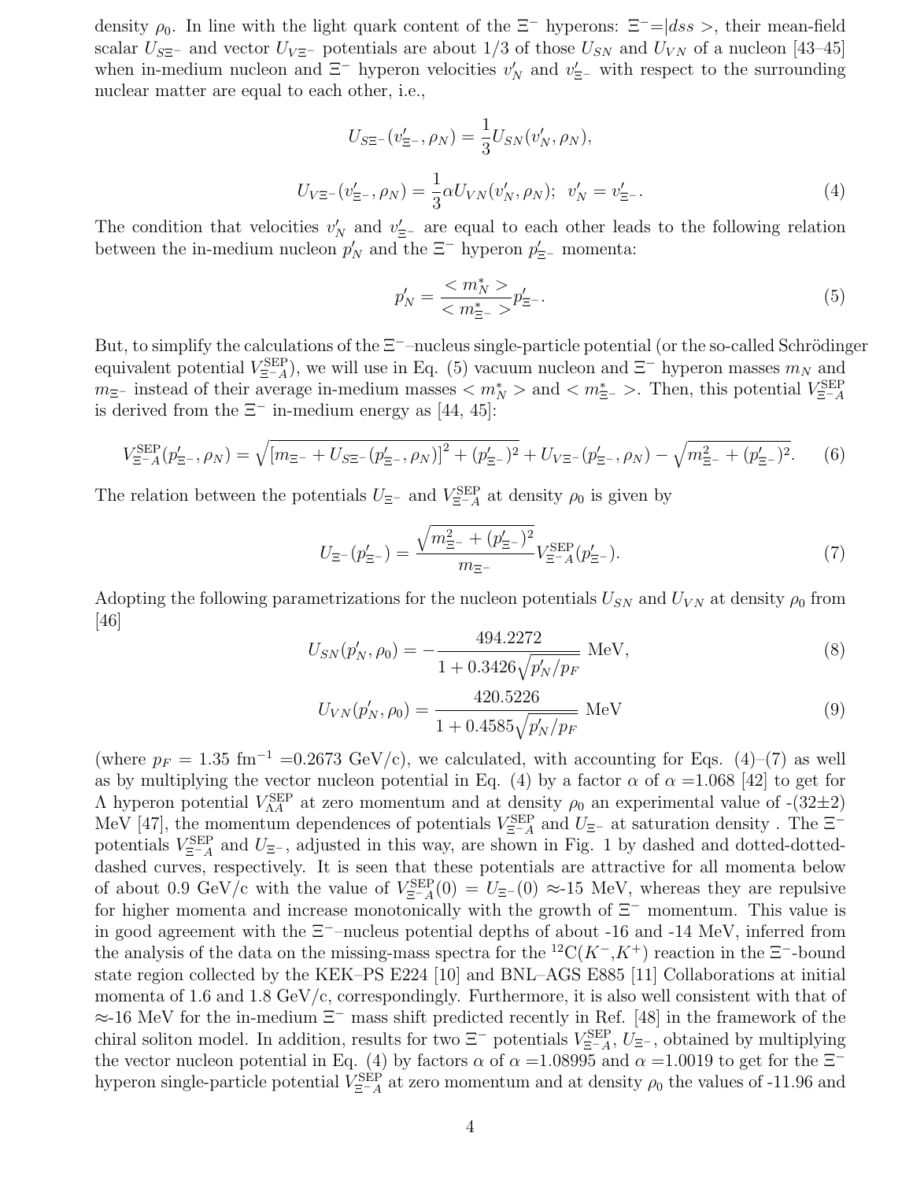density $\rho_0$. In line with the light quark content of the $\Xi^-$ hyperons: $\Xi^-$=$|dss>$, their mean-field scalar $U_{S\Xi^-}$ and vector $U_{V\Xi^-}$ potentials are about 1/3 of those $U_{SN}$ and $U_{VN}$ of a nucleon [43–45] when in-medium nucleon and $\Xi^-$ hyperon velocities $v'_N$ and $v'_{\Xi^-}$ with respect to the surrounding nuclear matter are equal to each other, i.e.,

$$U_{S\Xi^-}(v'_{\Xi^-}, \rho_N) = \frac{1}{3}U_{SN}(v'_N, \rho_N),$$

$$U_{V\Xi^-}(v'_{\Xi^-}, \rho_N) = \frac{1}{3}\alpha U_{VN}(v'_N, \rho_N); \;\; v'_N = v'_{\Xi^-}. \tag{4}$$

The condition that velocities $v'_N$ and $v'_{\Xi^-}$ are equal to each other leads to the following relation between the in-medium nucleon $p'_N$ and the $\Xi^-$ hyperon $p'_{\Xi^-}$ momenta:

$$p'_N = \frac{< m^*_N >}{< m^*_{\Xi^-} >}p'_{\Xi^-}. \tag{5}$$

But, to simplify the calculations of the $\Xi^-$–nucleus single-particle potential (or the so-called Schrödinger equivalent potential $V^{\rm SEP}_{\Xi^-A}$), we will use in Eq. (5) vacuum nucleon and $\Xi^-$ hyperon masses $m_N$ and $m_{\Xi^-}$ instead of their average in-medium masses $< m^*_N >$ and $< m^*_{\Xi^-} >$. Then, this potential $V^{\rm SEP}_{\Xi^-A}$ is derived from the $\Xi^-$ in-medium energy as [44, 45]:

$$V^{\rm SEP}_{\Xi^-A}(p'_{\Xi^-}, \rho_N) = \sqrt{[m_{\Xi^-} + U_{S\Xi^-}(p'_{\Xi^-}, \rho_N)]^2 + (p'_{\Xi^-})^2} + U_{V\Xi^-}(p'_{\Xi^-}, \rho_N) - \sqrt{m^2_{\Xi^-} + (p'_{\Xi^-})^2}. \tag{6}$$

The relation between the potentials $U_{\Xi^-}$ and $V^{\rm SEP}_{\Xi^-A}$ at density $\rho_0$ is given by

$$U_{\Xi^-}(p'_{\Xi^-}) = \frac{\sqrt{m^2_{\Xi^-} + (p'_{\Xi^-})^2}}{m_{\Xi^-}}V^{\rm SEP}_{\Xi^-A}(p'_{\Xi^-}). \tag{7}$$

Adopting the following parametrizations for the nucleon potentials $U_{SN}$ and $U_{VN}$ at density $\rho_0$ from [46]

$$U_{SN}(p'_N, \rho_0) = -\frac{494.2272}{1 + 0.3426\sqrt{p'_N/p_F}} \text{ MeV}, \tag{8}$$

$$U_{VN}(p'_N, \rho_0) = \frac{420.5226}{1 + 0.4585\sqrt{p'_N/p_F}} \text{ MeV} \tag{9}$$

(where $p_F$ = 1.35 fm$^{-1}$ =0.2673 GeV/c), we calculated, with accounting for Eqs. (4)–(7) as well as by multiplying the vector nucleon potential in Eq. (4) by a factor $\alpha$ of $\alpha$ =1.068 [42] to get for $\Lambda$ hyperon potential $V^{\rm SEP}_{\Lambda A}$ at zero momentum and at density $\rho_0$ an experimental value of -(32$\pm$2) MeV [47], the momentum dependences of potentials $V^{\rm SEP}_{\Xi^-A}$ and $U_{\Xi^-}$ at saturation density . The $\Xi^-$ potentials $V^{\rm SEP}_{\Xi^-A}$ and $U_{\Xi^-}$, adjusted in this way, are shown in Fig. 1 by dashed and dotted-dotted-dashed curves, respectively. It is seen that these potentials are attractive for all momenta below of about 0.9 GeV/c with the value of $V^{\rm SEP}_{\Xi^-A}(0) = U_{\Xi^-}(0) \approx$-15 MeV, whereas they are repulsive for higher momenta and increase monotonically with the growth of $\Xi^-$ momentum. This value is in good agreement with the $\Xi^-$–nucleus potential depths of about -16 and -14 MeV, inferred from the analysis of the data on the missing-mass spectra for the $^{12}$C($K^-$,$K^+$) reaction in the $\Xi^-$-bound state region collected by the KEK–PS E224 [10] and BNL–AGS E885 [11] Collaborations at initial momenta of 1.6 and 1.8 GeV/c, correspondingly. Furthermore, it is also well consistent with that of $\approx$-16 MeV for the in-medium $\Xi^-$ mass shift predicted recently in Ref. [48] in the framework of the chiral soliton model. In addition, results for two $\Xi^-$ potentials $V^{\rm SEP}_{\Xi^-A}$, $U_{\Xi^-}$, obtained by multiplying the vector nucleon potential in Eq. (4) by factors $\alpha$ of $\alpha$ =1.08995 and $\alpha$ =1.0019 to get for the $\Xi^-$ hyperon single-particle potential $V^{\rm SEP}_{\Xi^-A}$ at zero momentum and at density $\rho_0$ the values of -11.96 and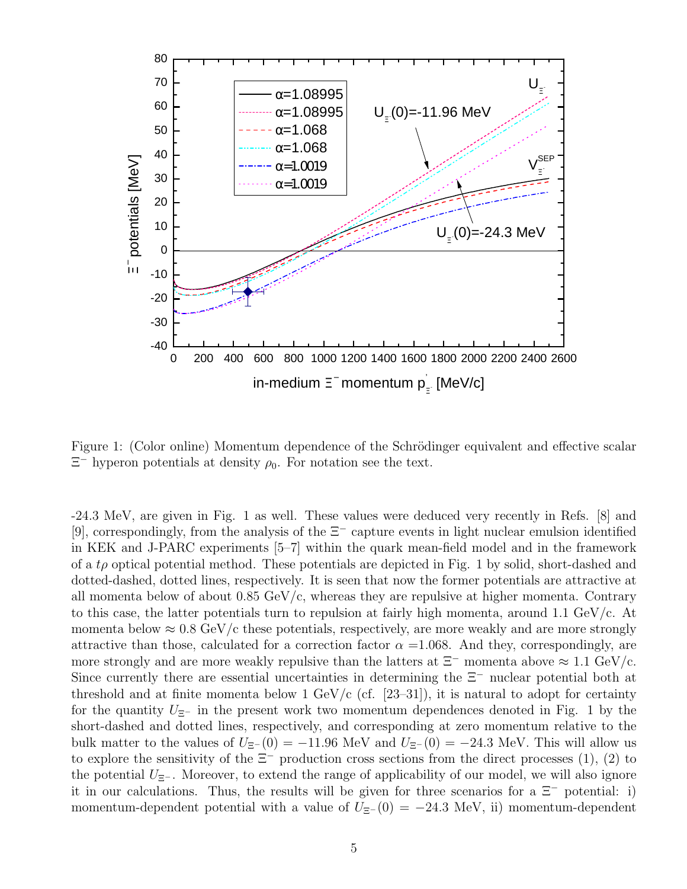Figure 1: (Color online) Momentum dependence of the Schrödinger equivalent and effective scalar $\Xi^-$ hyperon potentials at density $\rho_0$. For notation see the text.

-24.3 MeV, are given in Fig. 1 as well. These values were deduced very recently in Refs. [8] and [9], correspondingly, from the analysis of the $\Xi^-$ capture events in light nuclear emulsion identified in KEK and J-PARC experiments [5–7] within the quark mean-field model and in the framework of a $t\rho$ optical potential method. These potentials are depicted in Fig. 1 by solid, short-dashed and dotted-dashed, dotted lines, respectively. It is seen that now the former potentials are attractive at all momenta below of about 0.85 GeV/c, whereas they are repulsive at higher momenta. Contrary to this case, the latter potentials turn to repulsion at fairly high momenta, around 1.1 GeV/c. At momenta below $\approx$ 0.8 GeV/c these potentials, respectively, are more weakly and are more strongly attractive than those, calculated for a correction factor $\alpha$ =1.068. And they, correspondingly, are more strongly and are more weakly repulsive than the latters at $\Xi^-$ momenta above $\approx$ 1.1 GeV/c. Since currently there are essential uncertainties in determining the $\Xi^-$ nuclear potential both at threshold and at finite momenta below 1 GeV/c (cf. [23–31]), it is natural to adopt for certainty for the quantity $U_{\Xi^-}$ in the present work two momentum dependences denoted in Fig. 1 by the short-dashed and dotted lines, respectively, and corresponding at zero momentum relative to the bulk matter to the values of $U_{\Xi^-}(0) = -11.96$ MeV and $U_{\Xi^-}(0) = -24.3$ MeV. This will allow us to explore the sensitivity of the $\Xi^-$ production cross sections from the direct processes (1), (2) to the potential $U_{\Xi^-}$. Moreover, to extend the range of applicability of our model, we will also ignore it in our calculations. Thus, the results will be given for three scenarios for a $\Xi^-$ potential: i) momentum-dependent potential with a value of $U_{\Xi^-}(0) = -24.3$ MeV, ii) momentum-dependent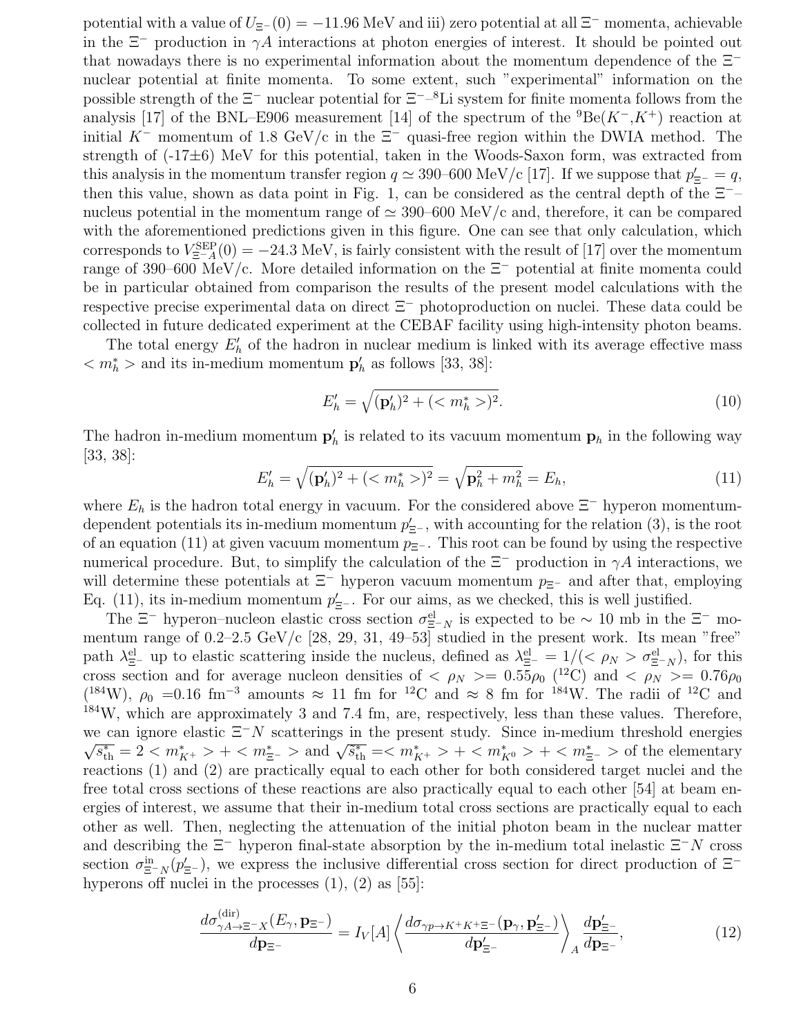potential with a value of $U_{\Xi^-}(0) = -11.96$ MeV and iii) zero potential at all $\Xi^-$ momenta, achievable in the $\Xi^-$ production in $\gamma A$ interactions at photon energies of interest. It should be pointed out that nowadays there is no experimental information about the momentum dependence of the $\Xi^-$ nuclear potential at finite momenta. To some extent, such "experimental" information on the possible strength of the $\Xi^-$ nuclear potential for $\Xi^-$–$^8$Li system for finite momenta follows from the analysis [17] of the BNL–E906 measurement [14] of the spectrum of the $^9$Be($K^-$,$K^+$) reaction at initial $K^-$ momentum of 1.8 GeV/c in the $\Xi^-$ quasi-free region within the DWIA method. The strength of (-17±6) MeV for this potential, taken in the Woods-Saxon form, was extracted from this analysis in the momentum transfer region $q \simeq$ 390–600 MeV/c [17]. If we suppose that $p'_{\Xi^-} = q$, then this value, shown as data point in Fig. 1, can be considered as the central depth of the $\Xi^-$–nucleus potential in the momentum range of $\simeq$ 390–600 MeV/c and, therefore, it can be compared with the aforementioned predictions given in this figure. One can see that only calculation, which corresponds to $V^{\rm SEP}_{\Xi^- A}(0) = -24.3$ MeV, is fairly consistent with the result of [17] over the momentum range of 390–600 MeV/c. More detailed information on the $\Xi^-$ potential at finite momenta could be in particular obtained from comparison the results of the present model calculations with the respective precise experimental data on direct $\Xi^-$ photoproduction on nuclei. These data could be collected in future dedicated experiment at the CEBAF facility using high-intensity photon beams.

The total energy $E'_h$ of the hadron in nuclear medium is linked with its average effective mass $< m^*_h >$ and its in-medium momentum $\mathbf{p}'_h$ as follows [33, 38]:

$$E'_h = \sqrt{(\mathbf{p}'_h)^2 + (< m^*_h >)^2}. \tag{10}$$

The hadron in-medium momentum $\mathbf{p}'_h$ is related to its vacuum momentum $\mathbf{p}_h$ in the following way [33, 38]:

$$E'_h = \sqrt{(\mathbf{p}'_h)^2 + (< m^*_h >)^2} = \sqrt{\mathbf{p}_h^2 + m_h^2} = E_h, \tag{11}$$

where $E_h$ is the hadron total energy in vacuum. For the considered above $\Xi^-$ hyperon momentum-dependent potentials its in-medium momentum $p'_{\Xi^-}$, with accounting for the relation (3), is the root of an equation (11) at given vacuum momentum $p_{\Xi^-}$. This root can be found by using the respective numerical procedure. But, to simplify the calculation of the $\Xi^-$ production in $\gamma A$ interactions, we will determine these potentials at $\Xi^-$ hyperon vacuum momentum $p_{\Xi^-}$ and after that, employing Eq. (11), its in-medium momentum $p'_{\Xi^-}$. For our aims, as we checked, this is well justified.

The $\Xi^-$ hyperon–nucleon elastic cross section $\sigma^{\rm el}_{\Xi^- N}$ is expected to be $\sim$ 10 mb in the $\Xi^-$ momentum range of 0.2–2.5 GeV/c [28, 29, 31, 49–53] studied in the present work. Its mean "free" path $\lambda^{\rm el}_{\Xi^-}$ up to elastic scattering inside the nucleus, defined as $\lambda^{\rm el}_{\Xi^-} = 1/(< \rho_N > \sigma^{\rm el}_{\Xi^- N})$, for this cross section and for average nucleon densities of $< \rho_N >= 0.55\rho_0$ ($^{12}$C) and $< \rho_N >= 0.76\rho_0$ ($^{184}$W), $\rho_0$ =0.16 fm$^{-3}$ amounts $\approx$ 11 fm for $^{12}$C and $\approx$ 8 fm for $^{184}$W. The radii of $^{12}$C and $^{184}$W, which are approximately 3 and 7.4 fm, are, respectively, less than these values. Therefore, we can ignore elastic $\Xi^- N$ scatterings in the present study. Since in-medium threshold energies $\sqrt{s^*_{\rm th}} = 2 < m^*_{K^+} > + < m^*_{\Xi^-} >$ and $\sqrt{s^*_{\rm th}} =< m^*_{K^+} > + < m^*_{K^0} > + < m^*_{\Xi^-} >$ of the elementary reactions (1) and (2) are practically equal to each other for both considered target nuclei and the free total cross sections of these reactions are also practically equal to each other [54] at beam energies of interest, we assume that their in-medium total cross sections are practically equal to each other as well. Then, neglecting the attenuation of the initial photon beam in the nuclear matter and describing the $\Xi^-$ hyperon final-state absorption by the in-medium total inelastic $\Xi^- N$ cross section $\sigma^{\rm in}_{\Xi^- N}(p'_{\Xi^-})$, we express the inclusive differential cross section for direct production of $\Xi^-$ hyperons off nuclei in the processes (1), (2) as [55]:

$$\frac{d\sigma^{(\rm dir)}_{\gamma A \to \Xi^- X}(E_\gamma, \mathbf{p}_{\Xi^-})}{d\mathbf{p}_{\Xi^-}} = I_V[A] \left\langle \frac{d\sigma_{\gamma p \to K^+ K^+ \Xi^-}(\mathbf{p}_\gamma, \mathbf{p}'_{\Xi^-})}{d\mathbf{p}'_{\Xi^-}} \right\rangle_A \frac{d\mathbf{p}'_{\Xi^-}}{d\mathbf{p}_{\Xi^-}}, \tag{12}$$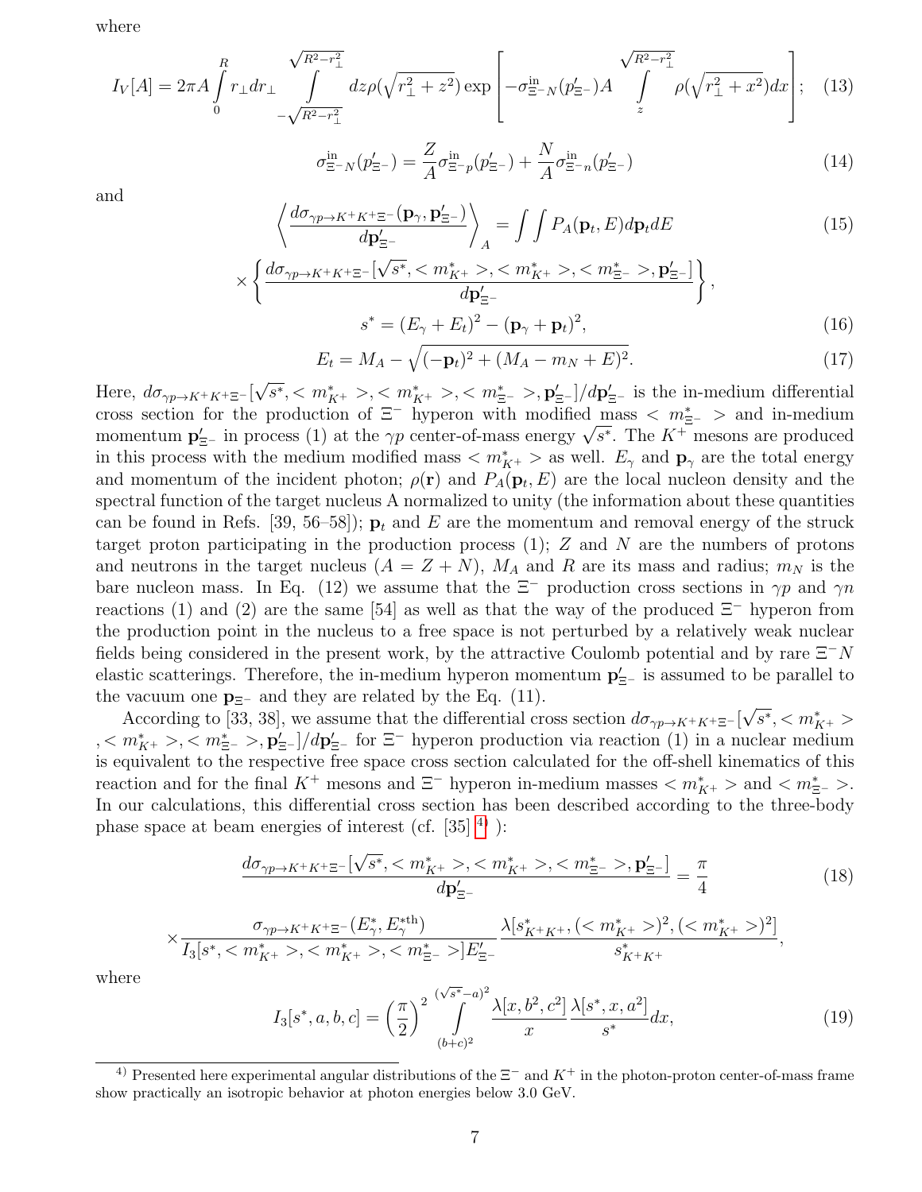where

$$I_V[A] = 2\pi A \int\limits_0^R r_\perp dr_\perp \int\limits_{-\sqrt{R^2-r_\perp^2}}^{\sqrt{R^2-r_\perp^2}} dz \rho(\sqrt{r_\perp^2+z^2}) \exp\left[-\sigma^{\rm in}_{\Xi^-N}(p'_{\Xi^-})A \int\limits_z^{\sqrt{R^2-r_\perp^2}} \rho(\sqrt{r_\perp^2+x^2})dx\right]; \quad (13)$$

$$\sigma^{\rm in}_{\Xi^-N}(p'_{\Xi^-}) = \frac{Z}{A}\sigma^{\rm in}_{\Xi^-p}(p'_{\Xi^-}) + \frac{N}{A}\sigma^{\rm in}_{\Xi^-n}(p'_{\Xi^-}) \quad (14)$$

and

$$\left\langle \frac{d\sigma_{\gamma p\to K^+K^+\Xi^-}(\mathbf{p}_\gamma, \mathbf{p}'_{\Xi^-})}{d\mathbf{p}'_{\Xi^-}} \right\rangle_A = \int\int P_A(\mathbf{p}_t, E)d\mathbf{p}_t dE \quad (15)$$

$$\times \left\{ \frac{d\sigma_{\gamma p\to K^+K^+\Xi^-}[\sqrt{s^*}, <m^*_{K^+}>, <m^*_{K^+}>, <m^*_{\Xi^-}>, \mathbf{p}'_{\Xi^-}]}{d\mathbf{p}'_{\Xi^-}} \right\},$$

$$s^* = (E_\gamma + E_t)^2 - (\mathbf{p}_\gamma + \mathbf{p}_t)^2, \quad (16)$$

$$E_t = M_A - \sqrt{(-\mathbf{p}_t)^2 + (M_A - m_N + E)^2}. \quad (17)$$

Here, $d\sigma_{\gamma p\to K^+K^+\Xi^-}[\sqrt{s^*}, <m^*_{K^+}>, <m^*_{K^+}>, <m^*_{\Xi^-}>, \mathbf{p}'_{\Xi^-}]/d\mathbf{p}'_{\Xi^-}$ is the in-medium differential cross section for the production of $\Xi^-$ hyperon with modified mass $<m^*_{\Xi^-}>$ and in-medium momentum $\mathbf{p}'_{\Xi^-}$ in process (1) at the $\gamma p$ center-of-mass energy $\sqrt{s^*}$. The $K^+$ mesons are produced in this process with the medium modified mass $<m^*_{K^+}>$ as well. $E_\gamma$ and $\mathbf{p}_\gamma$ are the total energy and momentum of the incident photon; $\rho(\mathbf{r})$ and $P_A(\mathbf{p}_t, E)$ are the local nucleon density and the spectral function of the target nucleus A normalized to unity (the information about these quantities can be found in Refs. [39, 56–58]); $\mathbf{p}_t$ and $E$ are the momentum and removal energy of the struck target proton participating in the production process (1); $Z$ and $N$ are the numbers of protons and neutrons in the target nucleus ($A = Z + N$), $M_A$ and $R$ are its mass and radius; $m_N$ is the bare nucleon mass. In Eq. (12) we assume that the $\Xi^-$ production cross sections in $\gamma p$ and $\gamma n$ reactions (1) and (2) are the same [54] as well as that the way of the produced $\Xi^-$ hyperon from the production point in the nucleus to a free space is not perturbed by a relatively weak nuclear fields being considered in the present work, by the attractive Coulomb potential and by rare $\Xi^-N$ elastic scatterings. Therefore, the in-medium hyperon momentum $\mathbf{p}'_{\Xi^-}$ is assumed to be parallel to the vacuum one $\mathbf{p}_{\Xi^-}$ and they are related by the Eq. (11).

According to [33, 38], we assume that the differential cross section $d\sigma_{\gamma p\to K^+K^+\Xi^-}[\sqrt{s^*}, <m^*_{K^+}>, <m^*_{K^+}>, <m^*_{\Xi^-}>, \mathbf{p}'_{\Xi^-}]/d\mathbf{p}'_{\Xi^-}$ for $\Xi^-$ hyperon production via reaction (1) in a nuclear medium is equivalent to the respective free space cross section calculated for the off-shell kinematics of this reaction and for the final $K^+$ mesons and $\Xi^-$ hyperon in-medium masses $<m^*_{K^+}>$ and $<m^*_{\Xi^-}>$. In our calculations, this differential cross section has been described according to the three-body phase space at beam energies of interest (cf. [35] [4]):

$$\frac{d\sigma_{\gamma p\to K^+K^+\Xi^-}[\sqrt{s^*}, <m^*_{K^+}>, <m^*_{K^+}>, <m^*_{\Xi^-}>, \mathbf{p}'_{\Xi^-}]}{d\mathbf{p}'_{\Xi^-}} = \frac{\pi}{4} \quad (18)$$

$$\times \frac{\sigma_{\gamma p\to K^+K^+\Xi^-}(E^*_\gamma, E^{*\rm th}_\gamma)}{I_3[s^*, <m^*_{K^+}>, <m^*_{K^+}>, <m^*_{\Xi^-}>]E'_{\Xi^-}} \frac{\lambda[s^*_{K^+K^+}, (<m^*_{K^+}>)^2, (<m^*_{K^+}>)^2]}{s^*_{K^+K^+}},$$

where

$$I_3[s^*, a, b, c] = \left(\frac{\pi}{2}\right)^2 \int\limits_{(b+c)^2}^{(\sqrt{s^*}-a)^2} \frac{\lambda[x, b^2, c^2]}{x} \frac{\lambda[s^*, x, a^2]}{s^*} dx, \quad (19)$$

[4] Presented here experimental angular distributions of the $\Xi^-$ and $K^+$ in the photon-proton center-of-mass frame show practically an isotropic behavior at photon energies below 3.0 GeV.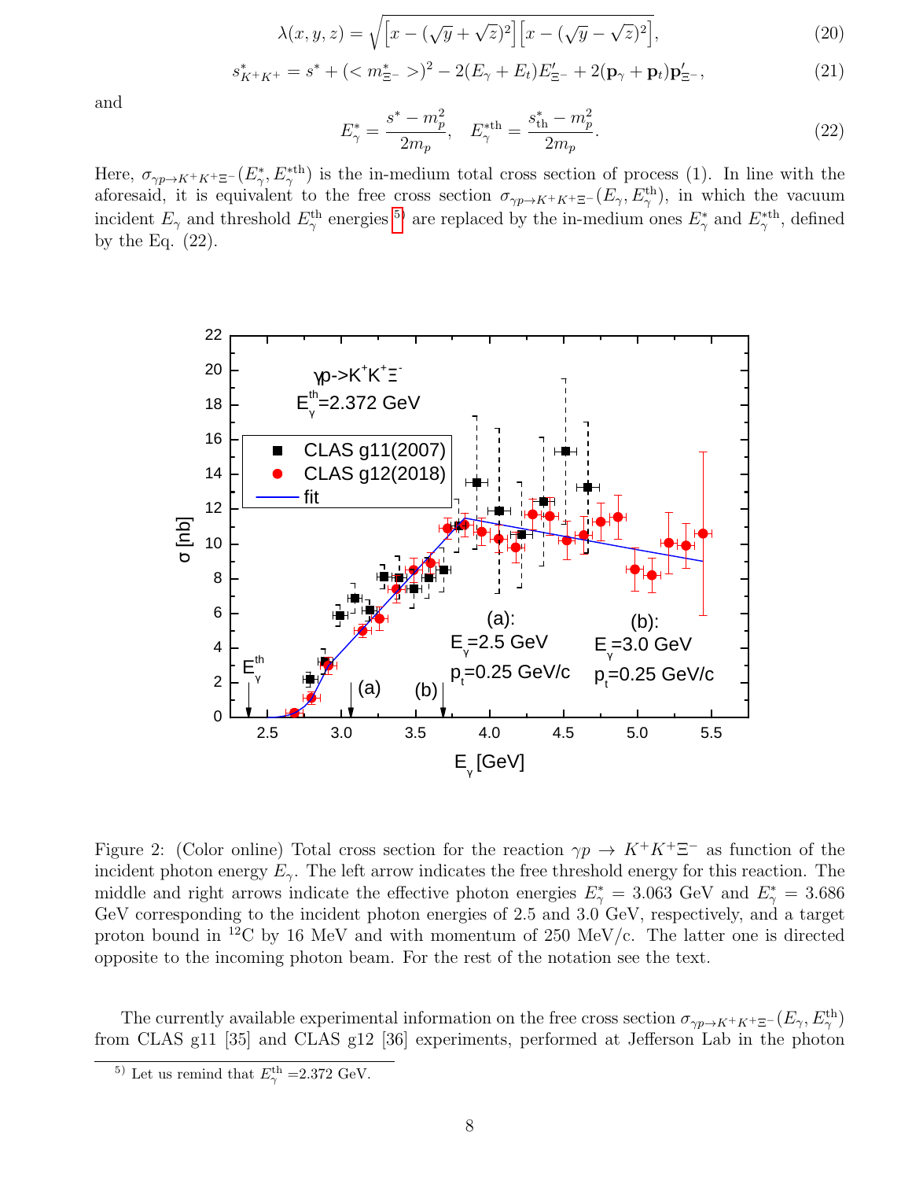$$\lambda(x,y,z) = \sqrt{\left[x - (\sqrt{y}+\sqrt{z})^2\right]\left[x - (\sqrt{y}-\sqrt{z})^2\right]}, \tag{20}$$

$$s^*_{K^+K^+} = s^* + (< m^*_{\Xi^-} >)^2 - 2(E_\gamma + E_t)E'_{\Xi^-} + 2(\mathbf{p}_\gamma + \mathbf{p}_t)\mathbf{p}'_{\Xi^-}, \tag{21}$$

and

$$E^*_\gamma = \frac{s^* - m_p^2}{2m_p}, \quad E^{*\rm th}_\gamma = \frac{s^*_{\rm th} - m_p^2}{2m_p}. \tag{22}$$

Here, $\sigma_{\gamma p\to K^+K^+\Xi^-}(E^*_\gamma, E^{*\rm th}_\gamma)$ is the in-medium total cross section of process (1). In line with the aforesaid, it is equivalent to the free cross section $\sigma_{\gamma p\to K^+K^+\Xi^-}(E_\gamma, E^{\rm th}_\gamma)$, in which the vacuum incident $E_\gamma$ and threshold $E^{\rm th}_\gamma$ energies [5] are replaced by the in-medium ones $E^*_\gamma$ and $E^{*\rm th}_\gamma$, defined by the Eq. (22).

Figure 2: (Color online) Total cross section for the reaction $\gamma p \to K^+K^+\Xi^-$ as function of the incident photon energy $E_\gamma$. The left arrow indicates the free threshold energy for this reaction. The middle and right arrows indicate the effective photon energies $E^*_\gamma = 3.063$ GeV and $E^*_\gamma = 3.686$ GeV corresponding to the incident photon energies of 2.5 and 3.0 GeV, respectively, and a target proton bound in $^{12}$C by 16 MeV and with momentum of 250 MeV/c. The latter one is directed opposite to the incoming photon beam. For the rest of the notation see the text.

The currently available experimental information on the free cross section $\sigma_{\gamma p\to K^+K^+\Xi^-}(E_\gamma, E^{\rm th}_\gamma)$ from CLAS g11 [35] and CLAS g12 [36] experiments, performed at Jefferson Lab in the photon

[5] Let us remind that $E^{\rm th}_\gamma$ =2.372 GeV.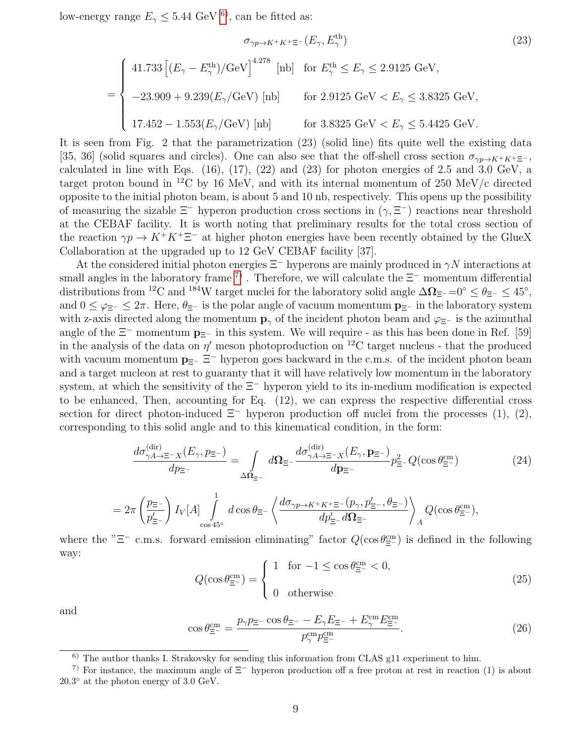low-energy range $E_{\gamma} \leq 5.44$ GeV [6], can be fitted as:

$$
\sigma_{\gamma p \to K^+K^+\Xi^-}(E_{\gamma}, E_{\gamma}^{\rm th}) \tag{23}
$$

$$
= \begin{cases} 41.733\left[(E_{\gamma}-E_{\gamma}^{\rm th})/{\rm GeV}\right]^{4.278}\ [{\rm nb}] & \text{for } E_{\gamma}^{\rm th} \leq E_{\gamma} \leq 2.9125\ {\rm GeV}, \\ \\ -23.909+9.239(E_{\gamma}/{\rm GeV})\ [{\rm nb}] & \text{for } 2.9125\ {\rm GeV} < E_{\gamma} \leq 3.8325\ {\rm GeV}, \\ \\ 17.452-1.553(E_{\gamma}/{\rm GeV})\ [{\rm nb}] & \text{for } 3.8325\ {\rm GeV} < E_{\gamma} \leq 5.4425\ {\rm GeV}. \end{cases}
$$

It is seen from Fig. 2 that the parametrization (23) (solid line) fits quite well the existing data [35, 36] (solid squares and circles). One can also see that the off-shell cross section $\sigma_{\gamma p \to K^+K^+\Xi^-}$, calculated in line with Eqs. (16), (17), (22) and (23) for photon energies of 2.5 and 3.0 GeV, a target proton bound in $^{12}$C by 16 MeV, and with its internal momentum of 250 MeV/c directed opposite to the initial photon beam, is about 5 and 10 nb, respectively. This opens up the possibility of measuring the sizable $\Xi^-$ hyperon production cross sections in $(\gamma, \Xi^-)$ reactions near threshold at the CEBAF facility. It is worth noting that preliminary results for the total cross section of the reaction $\gamma p \to K^+K^+\Xi^-$ at higher photon energies have been recently obtained by the GlueX Collaboration at the upgraded up to 12 GeV CEBAF facility [37].

At the considered initial photon energies $\Xi^-$ hyperons are mainly produced in $\gamma N$ interactions at small angles in the laboratory frame [7]. Therefore, we will calculate the $\Xi^-$ momentum differential distributions from $^{12}$C and $^{184}$W target nuclei for the laboratory solid angle $\Delta{\bf \Omega}_{\Xi^-}$=$0^{\circ} \leq \theta_{\Xi^-} \leq 45^{\circ}$, and $0 \leq \varphi_{\Xi^-} \leq 2\pi$. Here, $\theta_{\Xi^-}$ is the polar angle of vacuum momentum ${\bf p}_{\Xi^-}$ in the laboratory system with z-axis directed along the momentum ${\bf p}_{\gamma}$ of the incident photon beam and $\varphi_{\Xi^-}$ is the azimuthal angle of the $\Xi^-$ momentum ${\bf p}_{\Xi^-}$ in this system. We will require - as this has been done in Ref. [59] in the analysis of the data on $\eta'$ meson photoproduction on $^{12}$C target nucleus - that the produced with vacuum momentum ${\bf p}_{\Xi^-}$ $\Xi^-$ hyperon goes backward in the c.m.s. of the incident photon beam and a target nucleon at rest to guaranty that it will have relatively low momentum in the laboratory system, at which the sensitivity of the $\Xi^-$ hyperon yield to its in-medium modification is expected to be enhanced, Then, accounting for Eq. (12), we can express the respective differential cross section for direct photon-induced $\Xi^-$ hyperon production off nuclei from the processes (1), (2), corresponding to this solid angle and to this kinematical condition, in the form:

$$
\frac{d\sigma_{\gamma A \to \Xi^- X}^{({\rm dir})}(E_{\gamma}, p_{\Xi^-})}{dp_{\Xi^-}} = \int\limits_{\Delta{\bf \Omega}_{\Xi^-}} d{\bf \Omega}_{\Xi^-} \frac{d\sigma_{\gamma A \to \Xi^- X}^{({\rm dir})}(E_{\gamma}, {\bf p}_{\Xi^-})}{d{\bf p}_{\Xi^-}} p_{\Xi^-}^2 Q(\cos\theta_{\Xi^-}^{\rm cm}) \tag{24}
$$

$$
= 2\pi\left(\frac{p_{\Xi^-}}{p'_{\Xi^-}}\right) I_V[A] \int\limits_{\cos 45^{\circ}}^{1} d\cos\theta_{\Xi^-} \left\langle \frac{d\sigma_{\gamma p \to K^+K^+\Xi^-}(p_{\gamma}, p'_{\Xi^-}, \theta_{\Xi^-})}{dp'_{\Xi^-} d{\bf \Omega}_{\Xi^-}} \right\rangle_A Q(\cos\theta_{\Xi^-}^{\rm cm}),
$$

where the "$\Xi^-$ c.m.s. forward emission eliminating" factor $Q(\cos\theta_{\Xi^-}^{\rm cm})$ is defined in the following way:

$$
Q(\cos\theta_{\Xi^-}^{\rm cm}) = \begin{cases} 1 & \text{for } -1 \leq \cos\theta_{\Xi^-}^{\rm cm} < 0, \\ \\ 0 & \text{otherwise} \end{cases} \tag{25}
$$

and

$$
\cos\theta_{\Xi^-}^{\rm cm} = \frac{p_{\gamma}p_{\Xi^-}\cos\theta_{\Xi^-} - E_{\gamma}E_{\Xi^-} + E_{\gamma}^{\rm cm}E_{\Xi^-}^{\rm cm}}{p_{\gamma}^{\rm cm}p_{\Xi^-}^{\rm cm}}. \tag{26}
$$

[6] The author thanks I. Strakovsky for sending this information from CLAS g11 experiment to him.

[7] For instance, the maximum angle of $\Xi^-$ hyperon production off a free proton at rest in reaction (1) is about 20.3° at the photon energy of 3.0 GeV.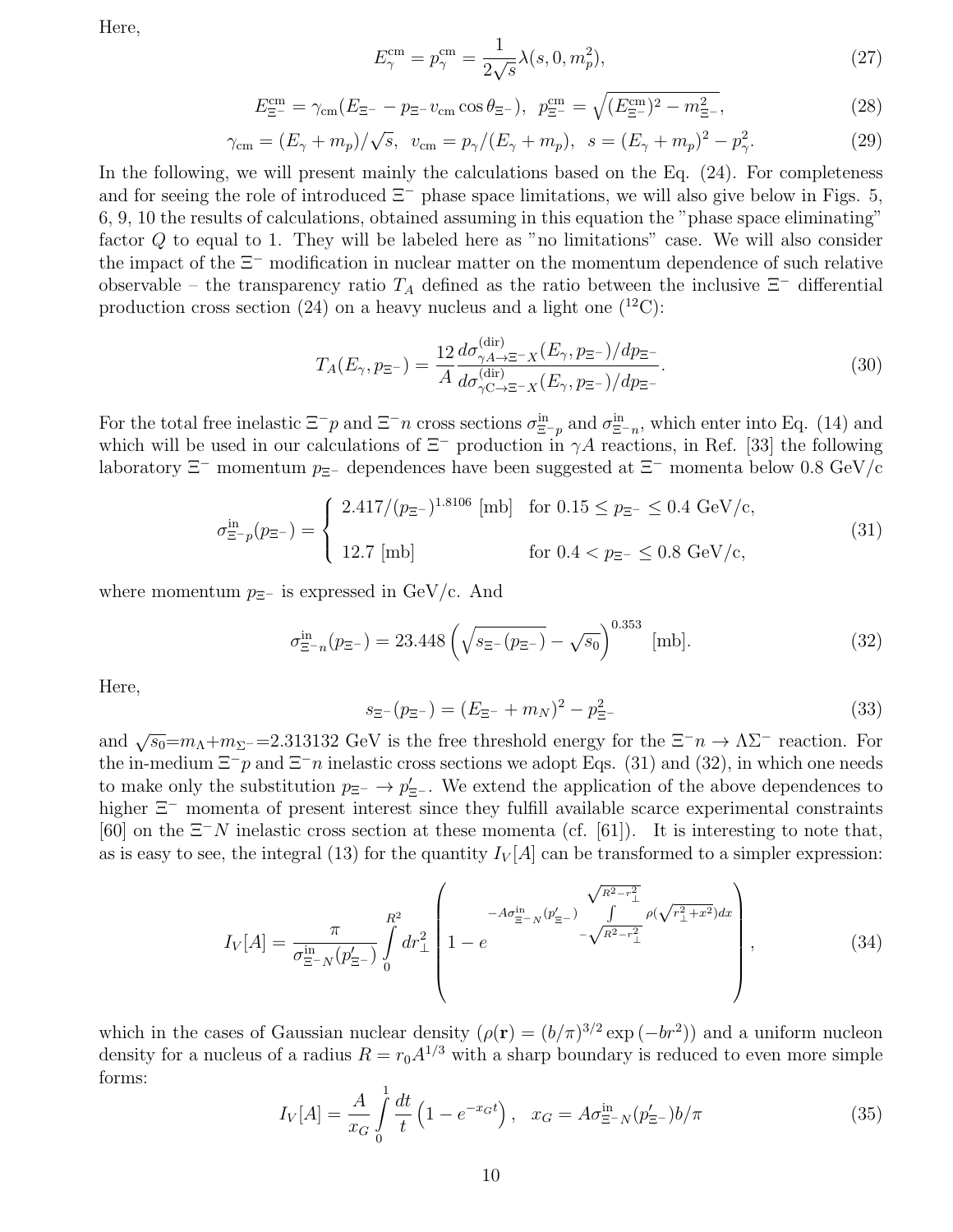Here,

$$E_{\gamma}^{\rm cm}=p_{\gamma}^{\rm cm}=\frac{1}{2\sqrt{s}}\lambda(s,0,m_p^2), \tag{27}$$

$$E_{\Xi^-}^{\rm cm}=\gamma_{\rm cm}(E_{\Xi^-}-p_{\Xi^-}v_{\rm cm}\cos\theta_{\Xi^-}),\;\; p_{\Xi^-}^{\rm cm}=\sqrt{(E_{\Xi^-}^{\rm cm})^2-m_{\Xi^-}^2}, \tag{28}$$

$$\gamma_{\rm cm}=(E_{\gamma}+m_p)/\sqrt{s},\;\; v_{\rm cm}=p_{\gamma}/(E_{\gamma}+m_p),\;\; s=(E_{\gamma}+m_p)^2-p_{\gamma}^2. \tag{29}$$

In the following, we will present mainly the calculations based on the Eq. (24). For completeness and for seeing the role of introduced $\Xi^-$ phase space limitations, we will also give below in Figs. 5, 6, 9, 10 the results of calculations, obtained assuming in this equation the "phase space eliminating" factor $Q$ to equal to 1. They will be labeled here as "no limitations" case. We will also consider the impact of the $\Xi^-$ modification in nuclear matter on the momentum dependence of such relative observable – the transparency ratio $T_A$ defined as the ratio between the inclusive $\Xi^-$ differential production cross section (24) on a heavy nucleus and a light one ($^{12}$C):

$$T_A(E_{\gamma},p_{\Xi^-})=\frac{12}{A}\frac{d\sigma^{(\rm dir)}_{\gamma A\to\Xi^-X}(E_{\gamma},p_{\Xi^-})/dp_{\Xi^-}}{d\sigma^{(\rm dir)}_{\gamma {\rm C}\to\Xi^-X}(E_{\gamma},p_{\Xi^-})/dp_{\Xi^-}}. \tag{30}$$

For the total free inelastic $\Xi^-p$ and $\Xi^-n$ cross sections $\sigma^{\rm in}_{\Xi^-p}$ and $\sigma^{\rm in}_{\Xi^-n}$, which enter into Eq. (14) and which will be used in our calculations of $\Xi^-$ production in $\gamma A$ reactions, in Ref. [33] the following laboratory $\Xi^-$ momentum $p_{\Xi^-}$ dependences have been suggested at $\Xi^-$ momenta below 0.8 GeV/c

$$\sigma^{\rm in}_{\Xi^-p}(p_{\Xi^-})=\begin{cases}2.417/(p_{\Xi^-})^{1.8106}\ [\rm mb] & \text{for } 0.15\le p_{\Xi^-}\le 0.4\ \text{GeV/c},\\[2ex] 12.7\ [\rm mb] & \text{for } 0.4< p_{\Xi^-}\le 0.8\ \text{GeV/c},\end{cases} \tag{31}$$

where momentum $p_{\Xi^-}$ is expressed in GeV/c. And

$$\sigma^{\rm in}_{\Xi^-n}(p_{\Xi^-})=23.448\left(\sqrt{s_{\Xi^-}(p_{\Xi^-})}-\sqrt{s_0}\right)^{0.353}\ \ [\rm mb]. \tag{32}$$

Here,

$$s_{\Xi^-}(p_{\Xi^-})=(E_{\Xi^-}+m_N)^2-p_{\Xi^-}^2 \tag{33}$$

and $\sqrt{s_0}$=$m_{\Lambda}$+$m_{\Sigma^-}$=2.313132 GeV is the free threshold energy for the $\Xi^-n\to\Lambda\Sigma^-$ reaction. For the in-medium $\Xi^-p$ and $\Xi^-n$ inelastic cross sections we adopt Eqs. (31) and (32), in which one needs to make only the substitution $p_{\Xi^-}\to p'_{\Xi^-}$. We extend the application of the above dependences to higher $\Xi^-$ momenta of present interest since they fulfill available scarce experimental constraints [60] on the $\Xi^-N$ inelastic cross section at these momenta (cf. [61]). It is interesting to note that, as is easy to see, the integral (13) for the quantity $I_V[A]$ can be transformed to a simpler expression:

$$I_V[A]=\frac{\pi}{\sigma^{\rm in}_{\Xi^-N}(p'_{\Xi^-})}\int\limits_0^{R^2}dr_{\perp}^2\left(1-e^{-A\sigma^{\rm in}_{\Xi^-N}(p'_{\Xi^-})\int\limits_{-\sqrt{R^2-r_{\perp}^2}}^{\sqrt{R^2-r_{\perp}^2}}\rho(\sqrt{r_{\perp}^2+x^2})dx}\right), \tag{34}$$

which in the cases of Gaussian nuclear density ($\rho({\bf r})=(b/\pi)^{3/2}\exp{(-br^2)}$) and a uniform nucleon density for a nucleus of a radius $R=r_0A^{1/3}$ with a sharp boundary is reduced to even more simple forms:

$$I_V[A]=\frac{A}{x_G}\int\limits_0^1\frac{dt}{t}\left(1-e^{-x_Gt}\right),\;\; x_G=A\sigma^{\rm in}_{\Xi^-N}(p'_{\Xi^-})b/\pi \tag{35}$$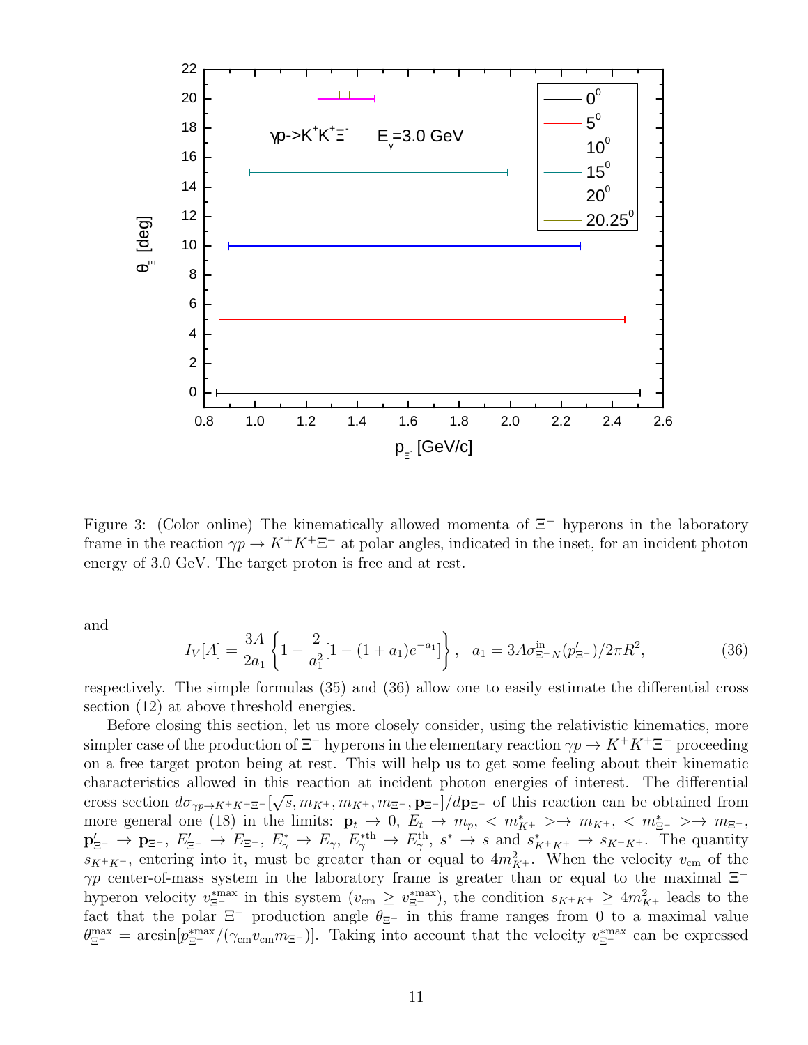Figure 3: (Color online) The kinematically allowed momenta of $\Xi^-$ hyperons in the laboratory frame in the reaction $\gamma p \to K^+K^+\Xi^-$ at polar angles, indicated in the inset, for an incident photon energy of 3.0 GeV. The target proton is free and at rest.

and

$$I_V[A] = \frac{3A}{2a_1}\left\{1 - \frac{2}{a_1^2}[1-(1+a_1)e^{-a_1}]\right\}, \quad a_1 = 3A\sigma^{\rm in}_{\Xi^-N}(p'_{\Xi^-})/2\pi R^2, \tag{36}$$

respectively. The simple formulas (35) and (36) allow one to easily estimate the differential cross section (12) at above threshold energies.

Before closing this section, let us more closely consider, using the relativistic kinematics, more simpler case of the production of $\Xi^-$ hyperons in the elementary reaction $\gamma p \to K^+K^+\Xi^-$ proceeding on a free target proton being at rest. This will help us to get some feeling about their kinematic characteristics allowed in this reaction at incident photon energies of interest. The differential cross section $d\sigma_{\gamma p\to K^+K^+\Xi^-}[\sqrt{s}, m_{K^+}, m_{K^+}, m_{\Xi^-}, {\bf p}_{\Xi^-}]/d{\bf p}_{\Xi^-}$ of this reaction can be obtained from more general one (18) in the limits: ${\bf p}_t \to 0$, $E_t \to m_p$, $< m^*_{K^+} > \to m_{K^+}$, $< m^*_{\Xi^-} > \to m_{\Xi^-}$, ${\bf p}'_{\Xi^-} \to {\bf p}_{\Xi^-}$, $E'_{\Xi^-} \to E_{\Xi^-}$, $E^*_\gamma \to E_\gamma$, $E^{*\rm th}_\gamma \to E^{\rm th}_\gamma$, $s^* \to s$ and $s^*_{K^+K^+} \to s_{K^+K^+}$. The quantity $s_{K^+K^+}$, entering into it, must be greater than or equal to $4m^2_{K^+}$. When the velocity $v_{\rm cm}$ of the $\gamma p$ center-of-mass system in the laboratory frame is greater than or equal to the maximal $\Xi^-$ hyperon velocity $v^{*\max}_{\Xi^-}$ in this system ($v_{\rm cm} \ge v^{*\max}_{\Xi^-}$), the condition $s_{K^+K^+} \ge 4m^2_{K^+}$ leads to the fact that the polar $\Xi^-$ production angle $\theta_{\Xi^-}$ in this frame ranges from 0 to a maximal value $\theta^{\max}_{\Xi^-} = \arcsin[p^{*\max}_{\Xi^-}/(\gamma_{\rm cm}v_{\rm cm}m_{\Xi^-})]$. Taking into account that the velocity $v^{*\max}_{\Xi^-}$ can be expressed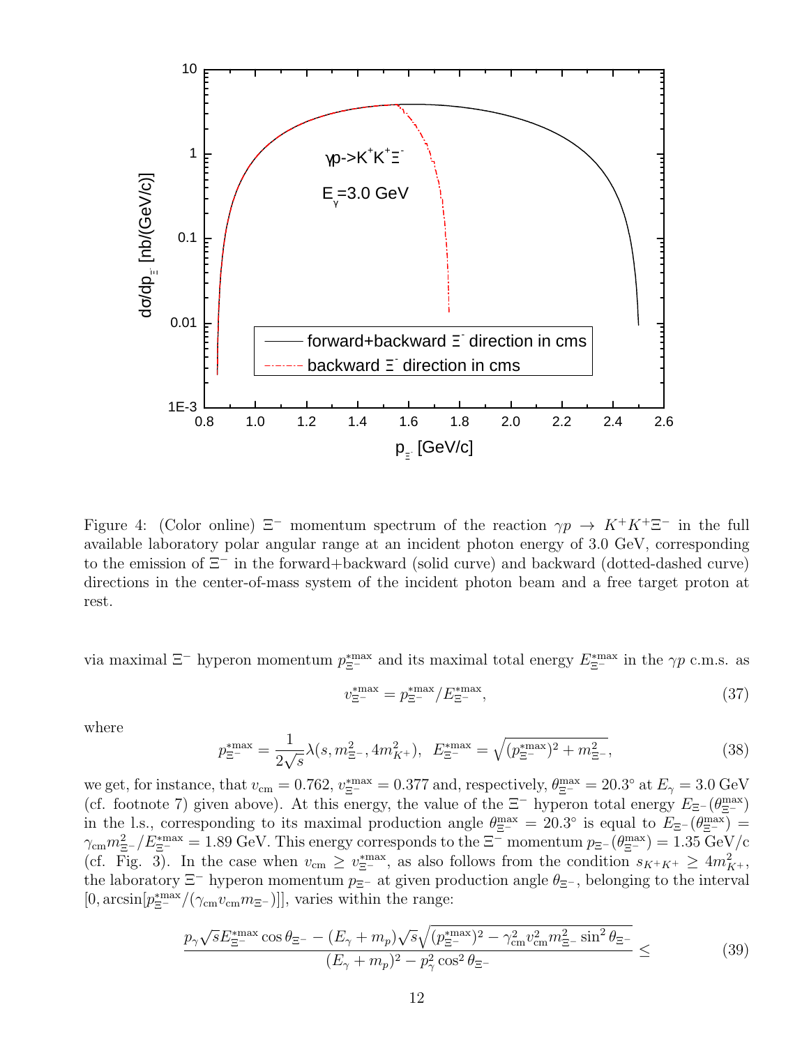Figure 4: (Color online) $\Xi^-$ momentum spectrum of the reaction $\gamma p \to K^+K^+\Xi^-$ in the full available laboratory polar angular range at an incident photon energy of 3.0 GeV, corresponding to the emission of $\Xi^-$ in the forward+backward (solid curve) and backward (dotted-dashed curve) directions in the center-of-mass system of the incident photon beam and a free target proton at rest.

via maximal $\Xi^-$ hyperon momentum $p^{*\max}_{\Xi^-}$ and its maximal total energy $E^{*\max}_{\Xi^-}$ in the $\gamma p$ c.m.s. as

$$v^{*\max}_{\Xi^-} = p^{*\max}_{\Xi^-}/E^{*\max}_{\Xi^-}, \tag{37}$$

where

$$p^{*\max}_{\Xi^-} = \frac{1}{2\sqrt{s}}\lambda(s, m^2_{\Xi^-}, 4m^2_{K^+}), \quad E^{*\max}_{\Xi^-} = \sqrt{(p^{*\max}_{\Xi^-})^2 + m^2_{\Xi^-}}, \tag{38}$$

we get, for instance, that $v_{\rm cm} = 0.762$, $v^{*\max}_{\Xi^-} = 0.377$ and, respectively, $\theta^{\max}_{\Xi^-} = 20.3^\circ$ at $E_\gamma = 3.0$ GeV (cf. footnote 7) given above). At this energy, the value of the $\Xi^-$ hyperon total energy $E_{\Xi^-}(\theta^{\max}_{\Xi^-})$ in the l.s., corresponding to its maximal production angle $\theta^{\max}_{\Xi^-} = 20.3^\circ$ is equal to $E_{\Xi^-}(\theta^{\max}_{\Xi^-}) = \gamma_{\rm cm}m^2_{\Xi^-}/E^{*\max}_{\Xi^-} = 1.89$ GeV. This energy corresponds to the $\Xi^-$ momentum $p_{\Xi^-}(\theta^{\max}_{\Xi^-}) = 1.35$ GeV/c (cf. Fig. 3). In the case when $v_{\rm cm} \ge v^{*\max}_{\Xi^-}$, as also follows from the condition $s_{K^+K^+} \ge 4m^2_{K^+}$, the laboratory $\Xi^-$ hyperon momentum $p_{\Xi^-}$ at given production angle $\theta_{\Xi^-}$, belonging to the interval $[0, \arcsin[p^{*\max}_{\Xi^-}/(\gamma_{\rm cm}v_{\rm cm}m_{\Xi^-})]]$, varies within the range:

$$\frac{p_\gamma\sqrt{s}E^{*\max}_{\Xi^-}\cos\theta_{\Xi^-} - (E_\gamma + m_p)\sqrt{s}\sqrt{(p^{*\max}_{\Xi^-})^2 - \gamma^2_{\rm cm}v^2_{\rm cm}m^2_{\Xi^-}\sin^2\theta_{\Xi^-}}}{(E_\gamma + m_p)^2 - p^2_\gamma\cos^2\theta_{\Xi^-}} \le \tag{39}$$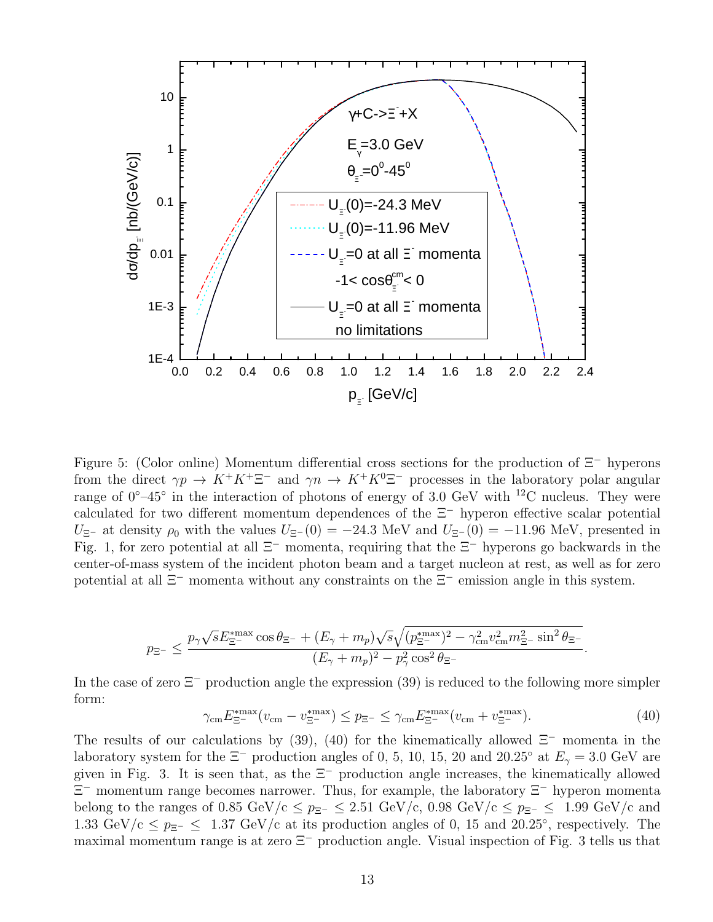Figure 5: (Color online) Momentum differential cross sections for the production of $\Xi^-$ hyperons from the direct $\gamma p \to K^+K^+\Xi^-$ and $\gamma n \to K^+K^0\Xi^-$ processes in the laboratory polar angular range of 0°–45° in the interaction of photons of energy of 3.0 GeV with $^{12}$C nucleus. They were calculated for two different momentum dependences of the $\Xi^-$ hyperon effective scalar potential $U_{\Xi^-}$ at density $\rho_0$ with the values $U_{\Xi^-}(0) = -24.3$ MeV and $U_{\Xi^-}(0) = -11.96$ MeV, presented in Fig. 1, for zero potential at all $\Xi^-$ momenta, requiring that the $\Xi^-$ hyperons go backwards in the center-of-mass system of the incident photon beam and a target nucleon at rest, as well as for zero potential at all $\Xi^-$ momenta without any constraints on the $\Xi^-$ emission angle in this system.

$$p_{\Xi^-} \leq \frac{p_\gamma\sqrt{s}E^{*\max}_{\Xi^-}\cos\theta_{\Xi^-} + (E_\gamma + m_p)\sqrt{s}\sqrt{(p^{*\max}_{\Xi^-})^2 - \gamma^2_{\rm cm}v^2_{\rm cm}m^2_{\Xi^-}\sin^2\theta_{\Xi^-}}}{(E_\gamma + m_p)^2 - p^2_\gamma\cos^2\theta_{\Xi^-}}.$$

In the case of zero $\Xi^-$ production angle the expression (39) is reduced to the following more simpler form:

$$\gamma_{\rm cm}E^{*\max}_{\Xi^-}(v_{\rm cm} - v^{*\max}_{\Xi^-}) \leq p_{\Xi^-} \leq \gamma_{\rm cm}E^{*\max}_{\Xi^-}(v_{\rm cm} + v^{*\max}_{\Xi^-}). \tag{40}$$

The results of our calculations by (39), (40) for the kinematically allowed $\Xi^-$ momenta in the laboratory system for the $\Xi^-$ production angles of 0, 5, 10, 15, 20 and 20.25° at $E_\gamma = 3.0$ GeV are given in Fig. 3. It is seen that, as the $\Xi^-$ production angle increases, the kinematically allowed $\Xi^-$ momentum range becomes narrower. Thus, for example, the laboratory $\Xi^-$ hyperon momenta belong to the ranges of 0.85 GeV/c $\leq p_{\Xi^-} \leq$ 2.51 GeV/c, 0.98 GeV/c $\leq p_{\Xi^-} \leq$ 1.99 GeV/c and 1.33 GeV/c $\leq p_{\Xi^-} \leq$ 1.37 GeV/c at its production angles of 0, 15 and 20.25°, respectively. The maximal momentum range is at zero $\Xi^-$ production angle. Visual inspection of Fig. 3 tells us that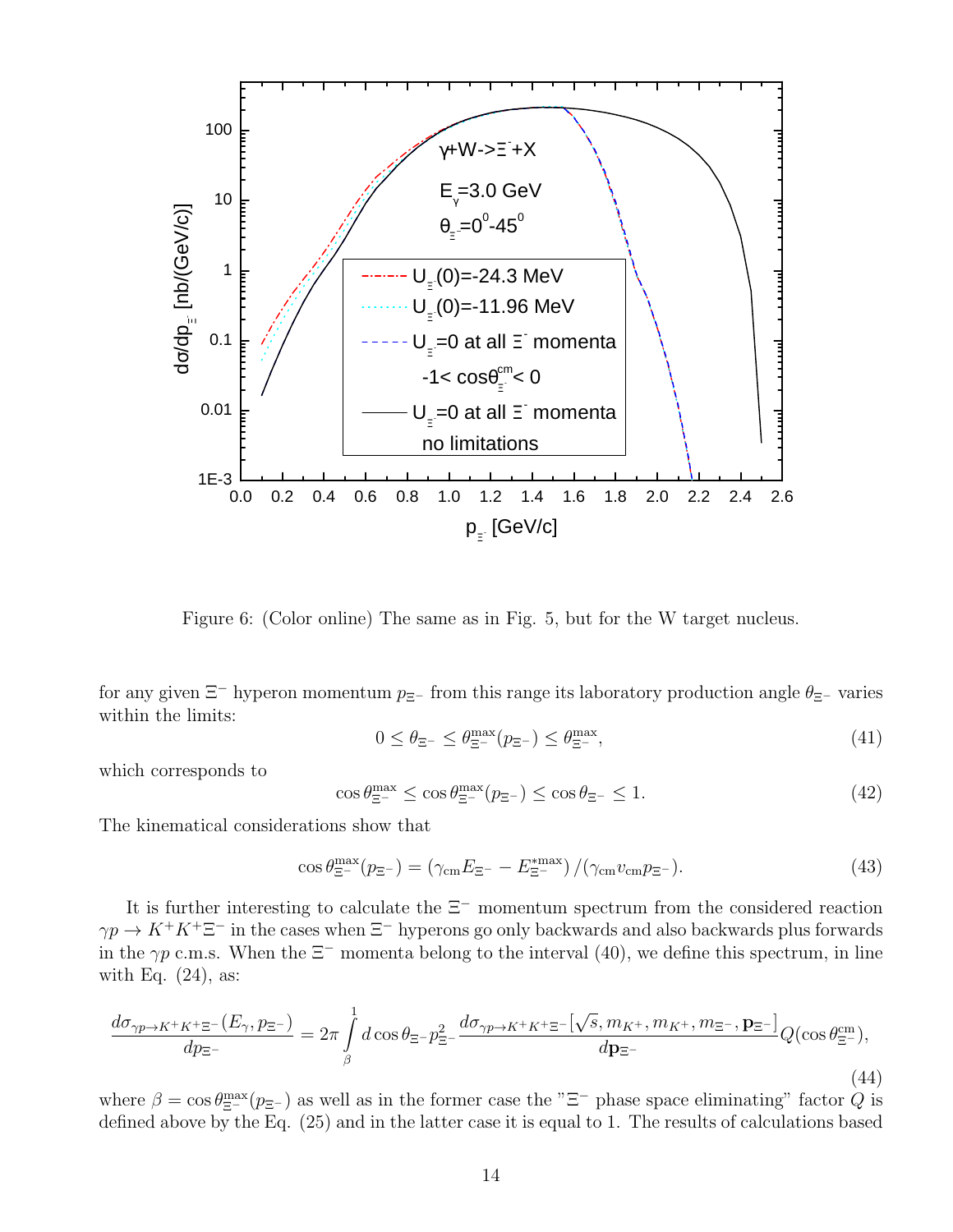Figure 6: (Color online) The same as in Fig. 5, but for the W target nucleus.

for any given $\Xi^-$ hyperon momentum $p_{\Xi^-}$ from this range its laboratory production angle $\theta_{\Xi^-}$ varies within the limits:

$$0 \le \theta_{\Xi^-} \le \theta_{\Xi^-}^{\max}(p_{\Xi^-}) \le \theta_{\Xi^-}^{\max}, \tag{41}$$

which corresponds to

$$\cos\theta_{\Xi^-}^{\max} \le \cos\theta_{\Xi^-}^{\max}(p_{\Xi^-}) \le \cos\theta_{\Xi^-} \le 1. \tag{42}$$

The kinematical considerations show that

$$\cos\theta_{\Xi^-}^{\max}(p_{\Xi^-}) = \left(\gamma_{\rm cm}E_{\Xi^-} - E_{\Xi^-}^{*\max}\right)/(\gamma_{\rm cm}v_{\rm cm}p_{\Xi^-}). \tag{43}$$

It is further interesting to calculate the $\Xi^-$ momentum spectrum from the considered reaction $\gamma p \to K^+K^+\Xi^-$ in the cases when $\Xi^-$ hyperons go only backwards and also backwards plus forwards in the $\gamma p$ c.m.s. When the $\Xi^-$ momenta belong to the interval (40), we define this spectrum, in line with Eq. (24), as:

$$\frac{d\sigma_{\gamma p \to K^+K^+\Xi^-}(E_{\gamma}, p_{\Xi^-})}{dp_{\Xi^-}} = 2\pi \int\limits_{\beta}^{1} d\cos\theta_{\Xi^-} p_{\Xi^-}^2 \frac{d\sigma_{\gamma p \to K^+K^+\Xi^-}[\sqrt{s}, m_{K^+}, m_{K^+}, m_{\Xi^-}, {\bf p}_{\Xi^-}]}{d{\bf p}_{\Xi^-}} Q(\cos\theta_{\Xi^-}^{\rm cm}), \tag{44}$$

where $\beta = \cos\theta_{\Xi^-}^{\max}(p_{\Xi^-})$ as well as in the former case the "$\Xi^-$ phase space eliminating" factor $Q$ is defined above by the Eq. (25) and in the latter case it is equal to 1. The results of calculations based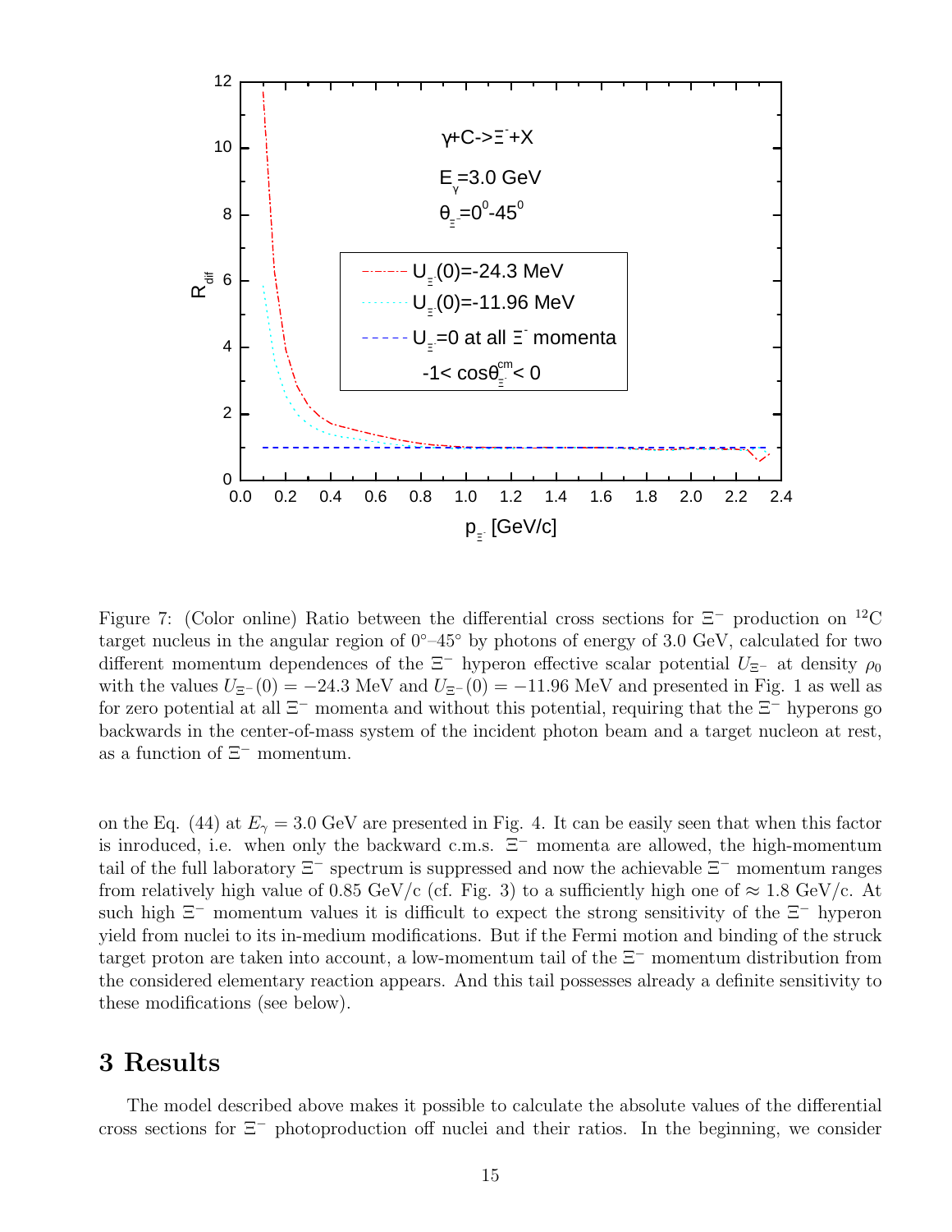Figure 7: (Color online) Ratio between the differential cross sections for $\Xi^-$ production on $^{12}$C target nucleus in the angular region of 0°–45° by photons of energy of 3.0 GeV, calculated for two different momentum dependences of the $\Xi^-$ hyperon effective scalar potential $U_{\Xi^-}$ at density $\rho_0$ with the values $U_{\Xi^-}(0) = -24.3$ MeV and $U_{\Xi^-}(0) = -11.96$ MeV and presented in Fig. 1 as well as for zero potential at all $\Xi^-$ momenta and without this potential, requiring that the $\Xi^-$ hyperons go backwards in the center-of-mass system of the incident photon beam and a target nucleon at rest, as a function of $\Xi^-$ momentum.

on the Eq. (44) at $E_\gamma = 3.0$ GeV are presented in Fig. 4. It can be easily seen that when this factor is inroduced, i.e. when only the backward c.m.s. $\Xi^-$ momenta are allowed, the high-momentum tail of the full laboratory $\Xi^-$ spectrum is suppressed and now the achievable $\Xi^-$ momentum ranges from relatively high value of 0.85 GeV/c (cf. Fig. 3) to a sufficiently high one of $\approx 1.8$ GeV/c. At such high $\Xi^-$ momentum values it is difficult to expect the strong sensitivity of the $\Xi^-$ hyperon yield from nuclei to its in-medium modifications. But if the Fermi motion and binding of the struck target proton are taken into account, a low-momentum tail of the $\Xi^-$ momentum distribution from the considered elementary reaction appears. And this tail possesses already a definite sensitivity to these modifications (see below).

# 3 Results

The model described above makes it possible to calculate the absolute values of the differential cross sections for $\Xi^-$ photoproduction off nuclei and their ratios. In the beginning, we consider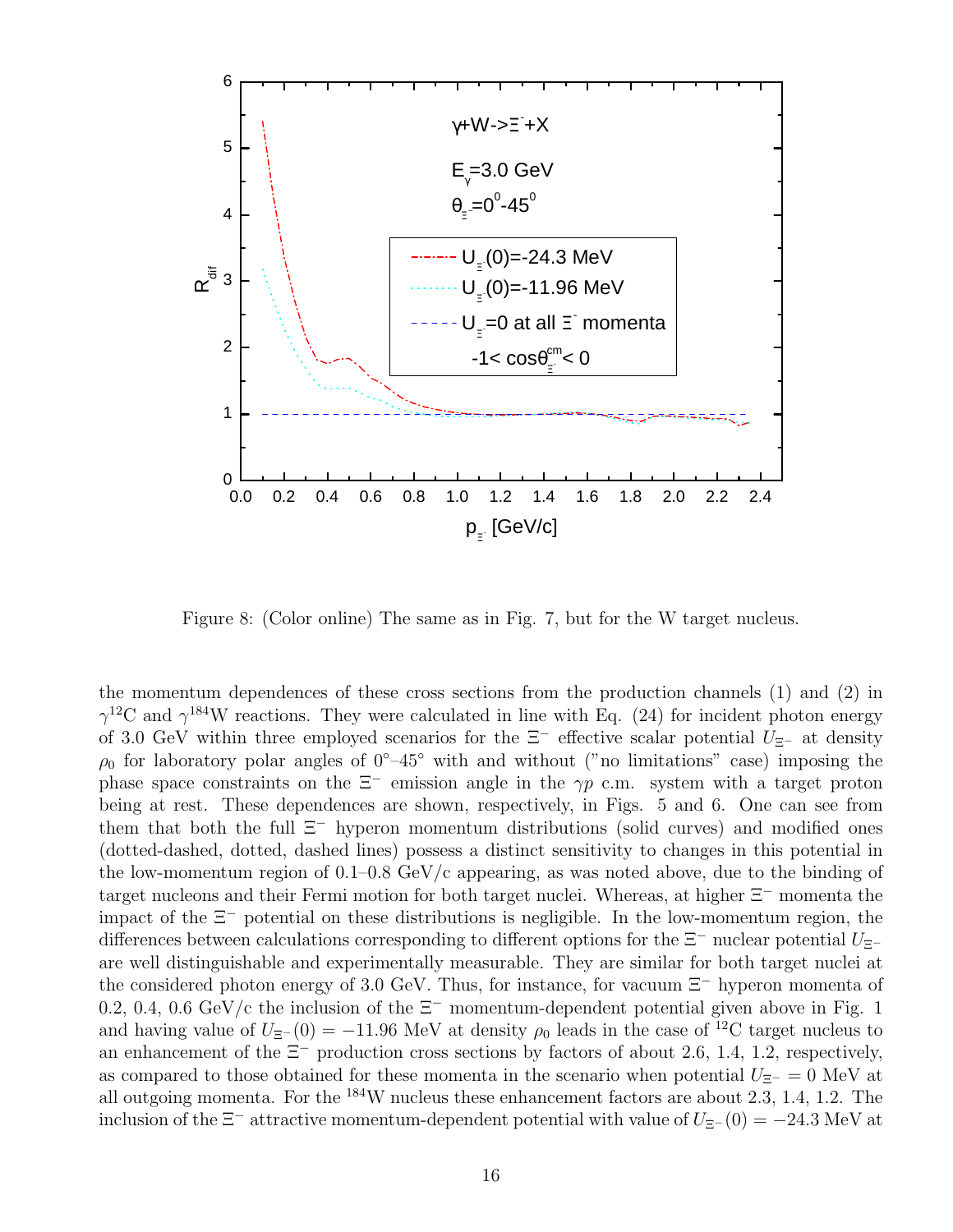Figure 8: (Color online) The same as in Fig. 7, but for the W target nucleus.

the momentum dependences of these cross sections from the production channels (1) and (2) in $\gamma^{12}$C and $\gamma^{184}$W reactions. They were calculated in line with Eq. (24) for incident photon energy of 3.0 GeV within three employed scenarios for the $\Xi^-$ effective scalar potential $U_{\Xi^-}$ at density $\rho_0$ for laboratory polar angles of 0°–45° with and without ("no limitations" case) imposing the phase space constraints on the $\Xi^-$ emission angle in the $\gamma p$ c.m. system with a target proton being at rest. These dependences are shown, respectively, in Figs. 5 and 6. One can see from them that both the full $\Xi^-$ hyperon momentum distributions (solid curves) and modified ones (dotted-dashed, dotted, dashed lines) possess a distinct sensitivity to changes in this potential in the low-momentum region of 0.1–0.8 GeV/c appearing, as was noted above, due to the binding of target nucleons and their Fermi motion for both target nuclei. Whereas, at higher $\Xi^-$ momenta the impact of the $\Xi^-$ potential on these distributions is negligible. In the low-momentum region, the differences between calculations corresponding to different options for the $\Xi^-$ nuclear potential $U_{\Xi^-}$ are well distinguishable and experimentally measurable. They are similar for both target nuclei at the considered photon energy of 3.0 GeV. Thus, for instance, for vacuum $\Xi^-$ hyperon momenta of 0.2, 0.4, 0.6 GeV/c the inclusion of the $\Xi^-$ momentum-dependent potential given above in Fig. 1 and having value of $U_{\Xi^-}(0) = -11.96$ MeV at density $\rho_0$ leads in the case of $^{12}$C target nucleus to an enhancement of the $\Xi^-$ production cross sections by factors of about 2.6, 1.4, 1.2, respectively, as compared to those obtained for these momenta in the scenario when potential $U_{\Xi^-} = 0$ MeV at all outgoing momenta. For the $^{184}$W nucleus these enhancement factors are about 2.3, 1.4, 1.2. The inclusion of the $\Xi^-$ attractive momentum-dependent potential with value of $U_{\Xi^-}(0) = -24.3$ MeV at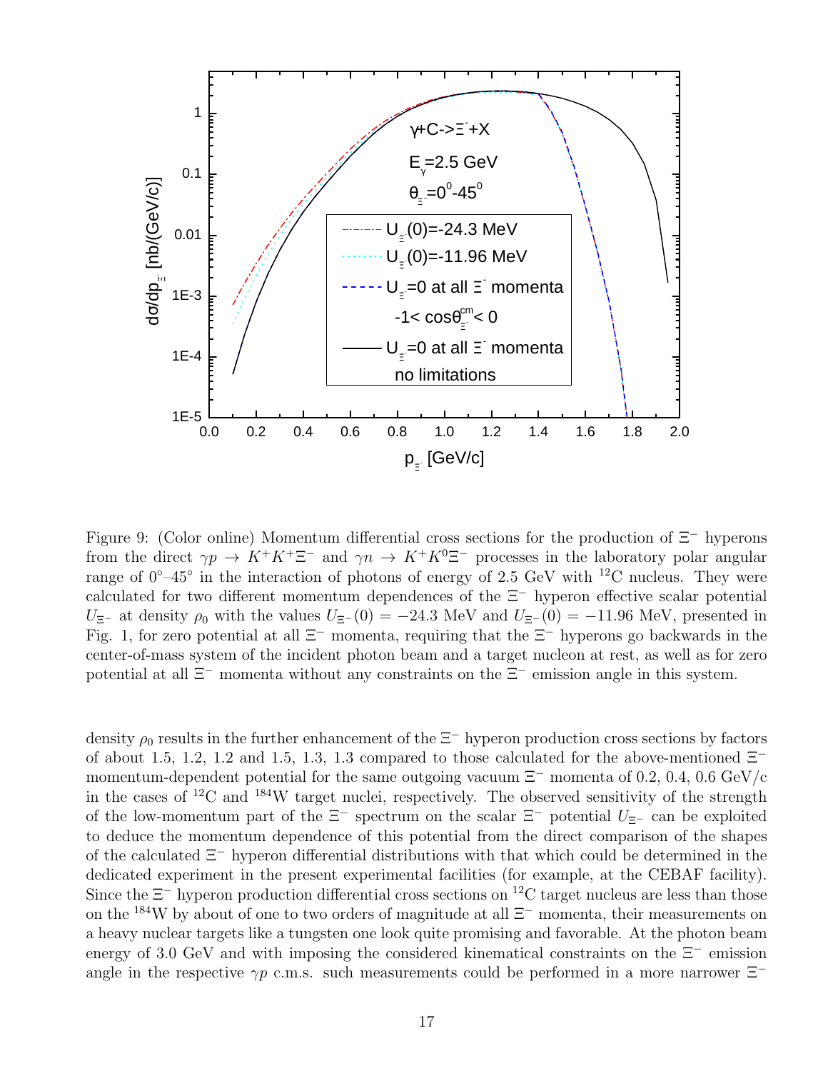Figure 9: (Color online) Momentum differential cross sections for the production of $\Xi^-$ hyperons from the direct $\gamma p \to K^+K^+\Xi^-$ and $\gamma n \to K^+K^0\Xi^-$ processes in the laboratory polar angular range of 0°–45° in the interaction of photons of energy of 2.5 GeV with $^{12}$C nucleus. They were calculated for two different momentum dependences of the $\Xi^-$ hyperon effective scalar potential $U_{\Xi^-}$ at density $\rho_0$ with the values $U_{\Xi^-}(0) = -24.3$ MeV and $U_{\Xi^-}(0) = -11.96$ MeV, presented in Fig. 1, for zero potential at all $\Xi^-$ momenta, requiring that the $\Xi^-$ hyperons go backwards in the center-of-mass system of the incident photon beam and a target nucleon at rest, as well as for zero potential at all $\Xi^-$ momenta without any constraints on the $\Xi^-$ emission angle in this system.

density $\rho_0$ results in the further enhancement of the $\Xi^-$ hyperon production cross sections by factors of about 1.5, 1.2, 1.2 and 1.5, 1.3, 1.3 compared to those calculated for the above-mentioned $\Xi^-$ momentum-dependent potential for the same outgoing vacuum $\Xi^-$ momenta of 0.2, 0.4, 0.6 GeV/c in the cases of $^{12}$C and $^{184}$W target nuclei, respectively. The observed sensitivity of the strength of the low-momentum part of the $\Xi^-$ spectrum on the scalar $\Xi^-$ potential $U_{\Xi^-}$ can be exploited to deduce the momentum dependence of this potential from the direct comparison of the shapes of the calculated $\Xi^-$ hyperon differential distributions with that which could be determined in the dedicated experiment in the present experimental facilities (for example, at the CEBAF facility). Since the $\Xi^-$ hyperon production differential cross sections on $^{12}$C target nucleus are less than those on the $^{184}$W by about of one to two orders of magnitude at all $\Xi^-$ momenta, their measurements on a heavy nuclear targets like a tungsten one look quite promising and favorable. At the photon beam energy of 3.0 GeV and with imposing the considered kinematical constraints on the $\Xi^-$ emission angle in the respective $\gamma p$ c.m.s. such measurements could be performed in a more narrower $\Xi^-$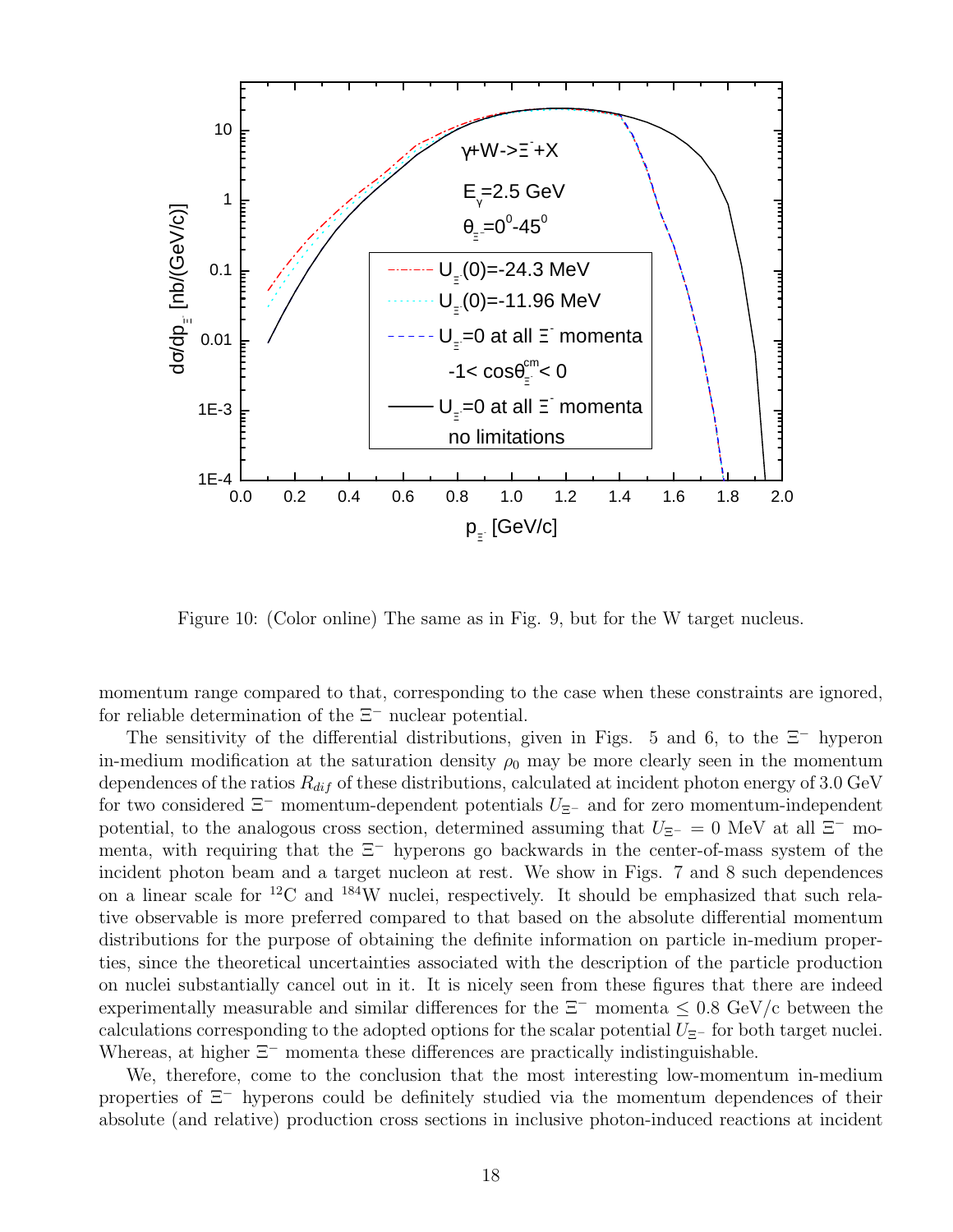Figure 10: (Color online) The same as in Fig. 9, but for the W target nucleus.

momentum range compared to that, corresponding to the case when these constraints are ignored, for reliable determination of the $\Xi^-$ nuclear potential.

The sensitivity of the differential distributions, given in Figs. 5 and 6, to the $\Xi^-$ hyperon in-medium modification at the saturation density $\rho_0$ may be more clearly seen in the momentum dependences of the ratios $R_{dif}$ of these distributions, calculated at incident photon energy of 3.0 GeV for two considered $\Xi^-$ momentum-dependent potentials $U_{\Xi^-}$ and for zero momentum-independent potential, to the analogous cross section, determined assuming that $U_{\Xi^-} = 0$ MeV at all $\Xi^-$ momenta, with requiring that the $\Xi^-$ hyperons go backwards in the center-of-mass system of the incident photon beam and a target nucleon at rest. We show in Figs. 7 and 8 such dependences on a linear scale for $^{12}$C and $^{184}$W nuclei, respectively. It should be emphasized that such relative observable is more preferred compared to that based on the absolute differential momentum distributions for the purpose of obtaining the definite information on particle in-medium properties, since the theoretical uncertainties associated with the description of the particle production on nuclei substantially cancel out in it. It is nicely seen from these figures that there are indeed experimentally measurable and similar differences for the $\Xi^-$ momenta $\leq 0.8$ GeV/c between the calculations corresponding to the adopted options for the scalar potential $U_{\Xi^-}$ for both target nuclei. Whereas, at higher $\Xi^-$ momenta these differences are practically indistinguishable.

We, therefore, come to the conclusion that the most interesting low-momentum in-medium properties of $\Xi^-$ hyperons could be definitely studied via the momentum dependences of their absolute (and relative) production cross sections in inclusive photon-induced reactions at incident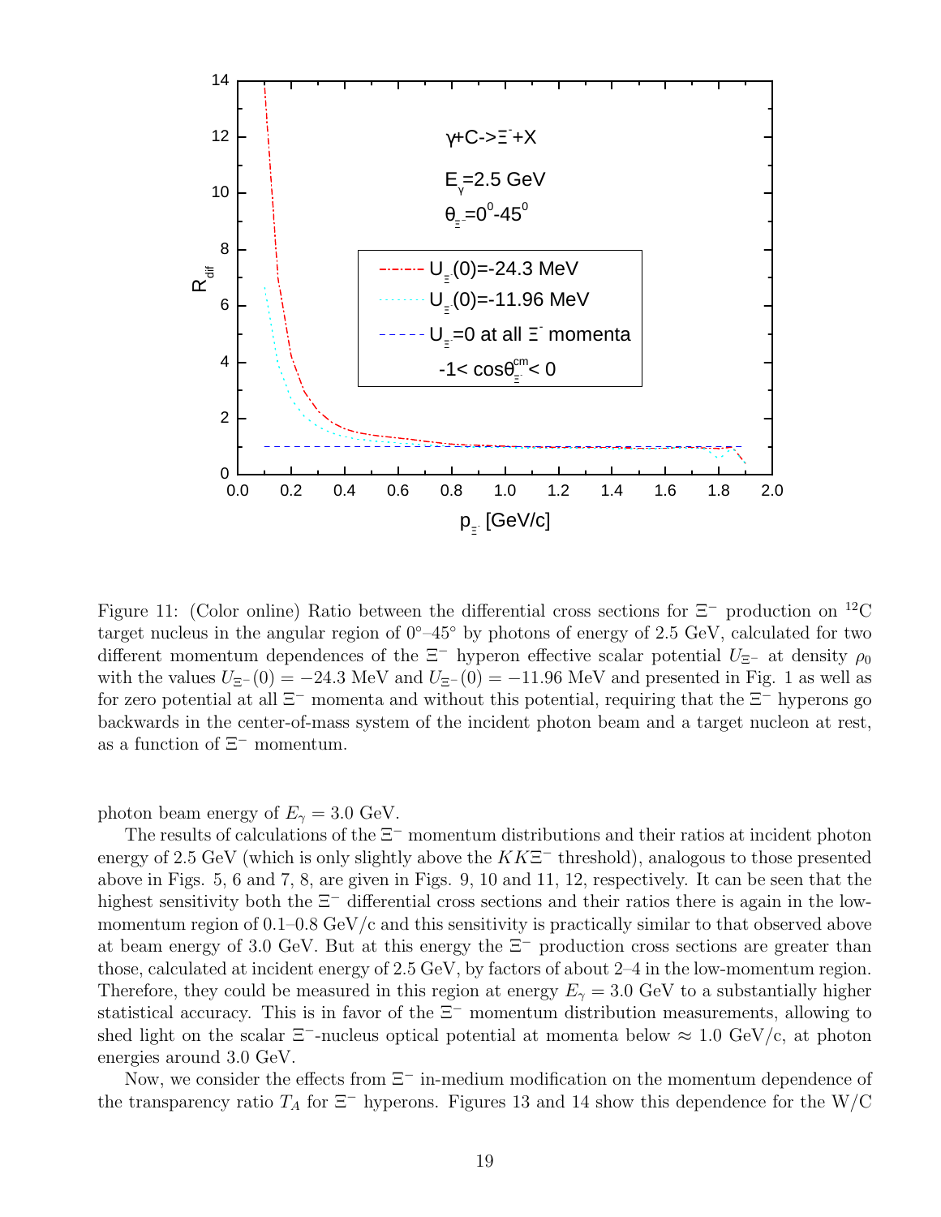Figure 11: (Color online) Ratio between the differential cross sections for $\Xi^-$ production on $^{12}$C target nucleus in the angular region of $0°$–$45°$ by photons of energy of 2.5 GeV, calculated for two different momentum dependences of the $\Xi^-$ hyperon effective scalar potential $U_{\Xi^-}$ at density $\rho_0$ with the values $U_{\Xi^-}(0) = -24.3$ MeV and $U_{\Xi^-}(0) = -11.96$ MeV and presented in Fig. 1 as well as for zero potential at all $\Xi^-$ momenta and without this potential, requiring that the $\Xi^-$ hyperons go backwards in the center-of-mass system of the incident photon beam and a target nucleon at rest, as a function of $\Xi^-$ momentum.

photon beam energy of $E_\gamma = 3.0$ GeV.

The results of calculations of the $\Xi^-$ momentum distributions and their ratios at incident photon energy of 2.5 GeV (which is only slightly above the $KK\Xi^-$ threshold), analogous to those presented above in Figs. 5, 6 and 7, 8, are given in Figs. 9, 10 and 11, 12, respectively. It can be seen that the highest sensitivity both the $\Xi^-$ differential cross sections and their ratios there is again in the low-momentum region of 0.1–0.8 GeV/c and this sensitivity is practically similar to that observed above at beam energy of 3.0 GeV. But at this energy the $\Xi^-$ production cross sections are greater than those, calculated at incident energy of 2.5 GeV, by factors of about 2–4 in the low-momentum region. Therefore, they could be measured in this region at energy $E_\gamma = 3.0$ GeV to a substantially higher statistical accuracy. This is in favor of the $\Xi^-$ momentum distribution measurements, allowing to shed light on the scalar $\Xi^-$-nucleus optical potential at momenta below $\approx 1.0$ GeV/c, at photon energies around 3.0 GeV.

Now, we consider the effects from $\Xi^-$ in-medium modification on the momentum dependence of the transparency ratio $T_A$ for $\Xi^-$ hyperons. Figures 13 and 14 show this dependence for the W/C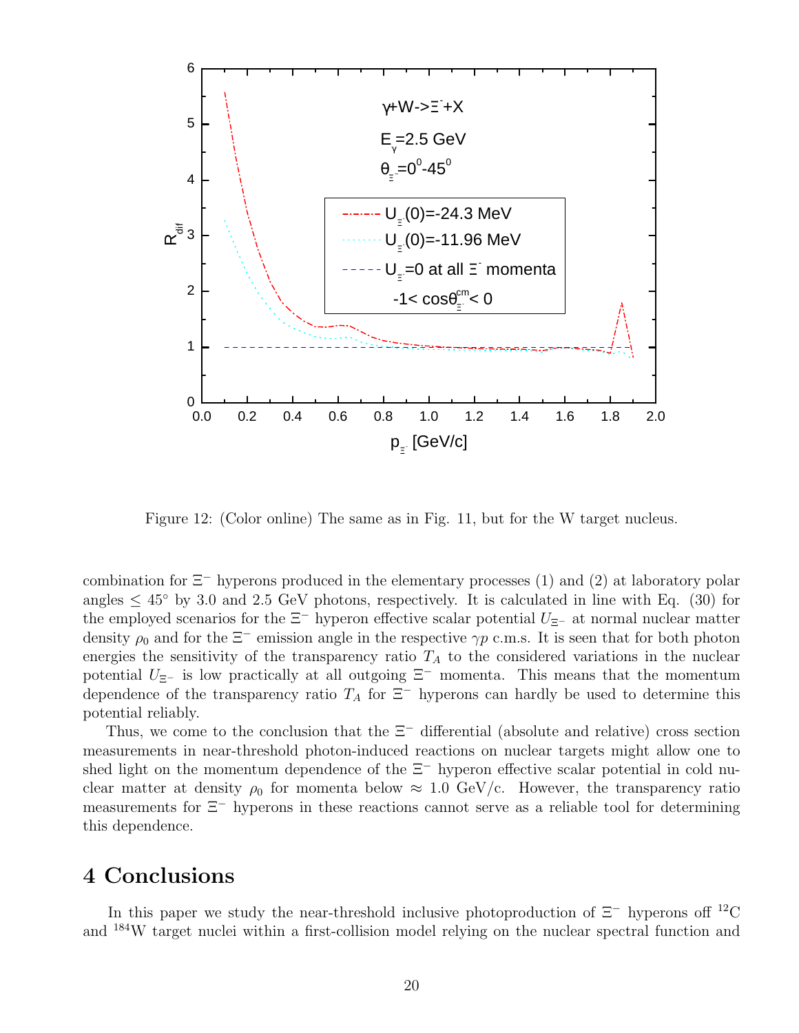Figure 12: (Color online) The same as in Fig. 11, but for the W target nucleus.

combination for $\Xi^-$ hyperons produced in the elementary processes (1) and (2) at laboratory polar angles $\leq 45^\circ$ by 3.0 and 2.5 GeV photons, respectively. It is calculated in line with Eq. (30) for the employed scenarios for the $\Xi^-$ hyperon effective scalar potential $U_{\Xi^-}$ at normal nuclear matter density $\rho_0$ and for the $\Xi^-$ emission angle in the respective $\gamma p$ c.m.s. It is seen that for both photon energies the sensitivity of the transparency ratio $T_A$ to the considered variations in the nuclear potential $U_{\Xi^-}$ is low practically at all outgoing $\Xi^-$ momenta. This means that the momentum dependence of the transparency ratio $T_A$ for $\Xi^-$ hyperons can hardly be used to determine this potential reliably.

Thus, we come to the conclusion that the $\Xi^-$ differential (absolute and relative) cross section measurements in near-threshold photon-induced reactions on nuclear targets might allow one to shed light on the momentum dependence of the $\Xi^-$ hyperon effective scalar potential in cold nuclear matter at density $\rho_0$ for momenta below $\approx 1.0$ GeV/c. However, the transparency ratio measurements for $\Xi^-$ hyperons in these reactions cannot serve as a reliable tool for determining this dependence.

# 4 Conclusions

In this paper we study the near-threshold inclusive photoproduction of $\Xi^-$ hyperons off $^{12}$C and $^{184}$W target nuclei within a first-collision model relying on the nuclear spectral function and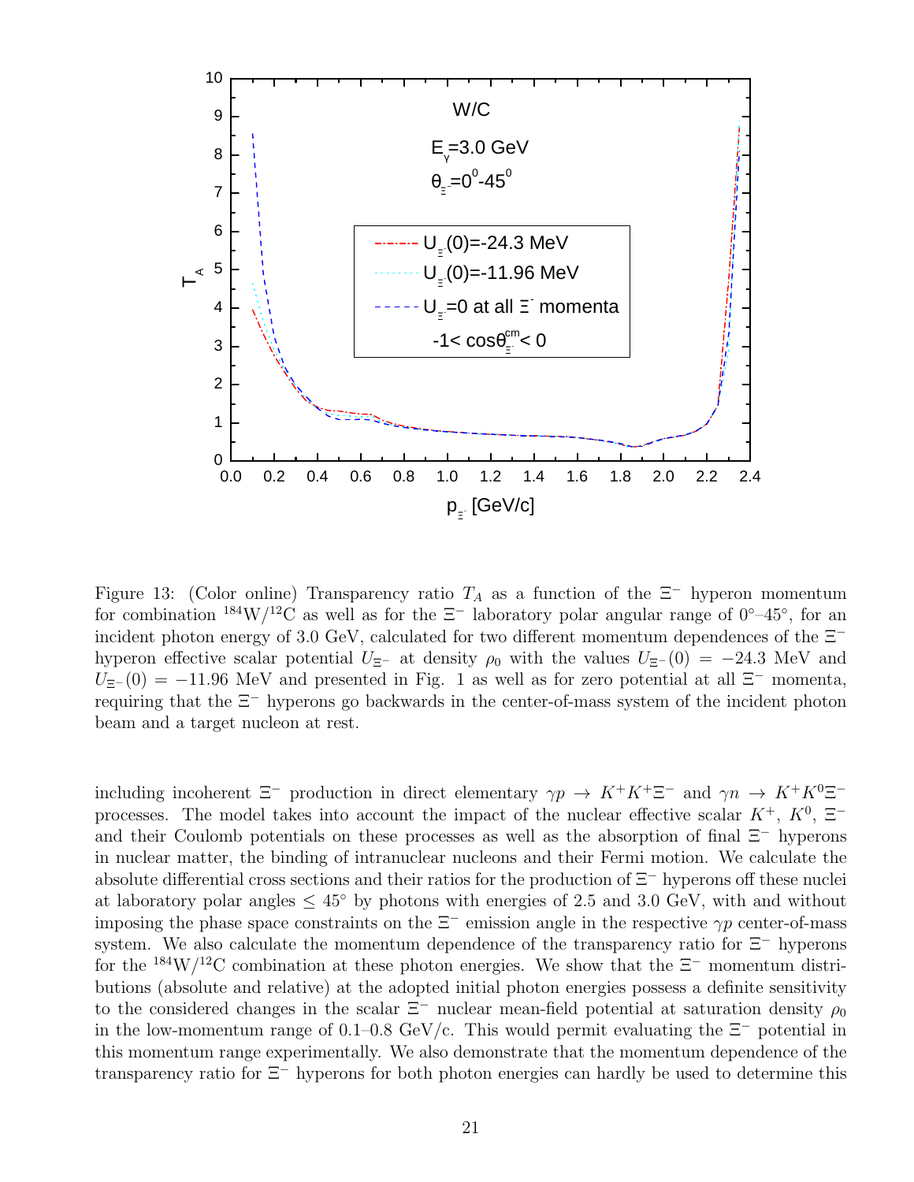Figure 13: (Color online) Transparency ratio $T_A$ as a function of the $\Xi^-$ hyperon momentum for combination $^{184}$W/$^{12}$C as well as for the $\Xi^-$ laboratory polar angular range of 0°–45°, for an incident photon energy of 3.0 GeV, calculated for two different momentum dependences of the $\Xi^-$ hyperon effective scalar potential $U_{\Xi^-}$ at density $\rho_0$ with the values $U_{\Xi^-}(0) = -24.3$ MeV and $U_{\Xi^-}(0) = -11.96$ MeV and presented in Fig. 1 as well as for zero potential at all $\Xi^-$ momenta, requiring that the $\Xi^-$ hyperons go backwards in the center-of-mass system of the incident photon beam and a target nucleon at rest.

including incoherent $\Xi^-$ production in direct elementary $\gamma p \to K^+K^+\Xi^-$ and $\gamma n \to K^+K^0\Xi^-$ processes. The model takes into account the impact of the nuclear effective scalar $K^+$, $K^0$, $\Xi^-$ and their Coulomb potentials on these processes as well as the absorption of final $\Xi^-$ hyperons in nuclear matter, the binding of intranuclear nucleons and their Fermi motion. We calculate the absolute differential cross sections and their ratios for the production of $\Xi^-$ hyperons off these nuclei at laboratory polar angles $\leq 45°$ by photons with energies of 2.5 and 3.0 GeV, with and without imposing the phase space constraints on the $\Xi^-$ emission angle in the respective $\gamma p$ center-of-mass system. We also calculate the momentum dependence of the transparency ratio for $\Xi^-$ hyperons for the $^{184}$W/$^{12}$C combination at these photon energies. We show that the $\Xi^-$ momentum distributions (absolute and relative) at the adopted initial photon energies possess a definite sensitivity to the considered changes in the scalar $\Xi^-$ nuclear mean-field potential at saturation density $\rho_0$ in the low-momentum range of 0.1–0.8 GeV/c. This would permit evaluating the $\Xi^-$ potential in this momentum range experimentally. We also demonstrate that the momentum dependence of the transparency ratio for $\Xi^-$ hyperons for both photon energies can hardly be used to determine this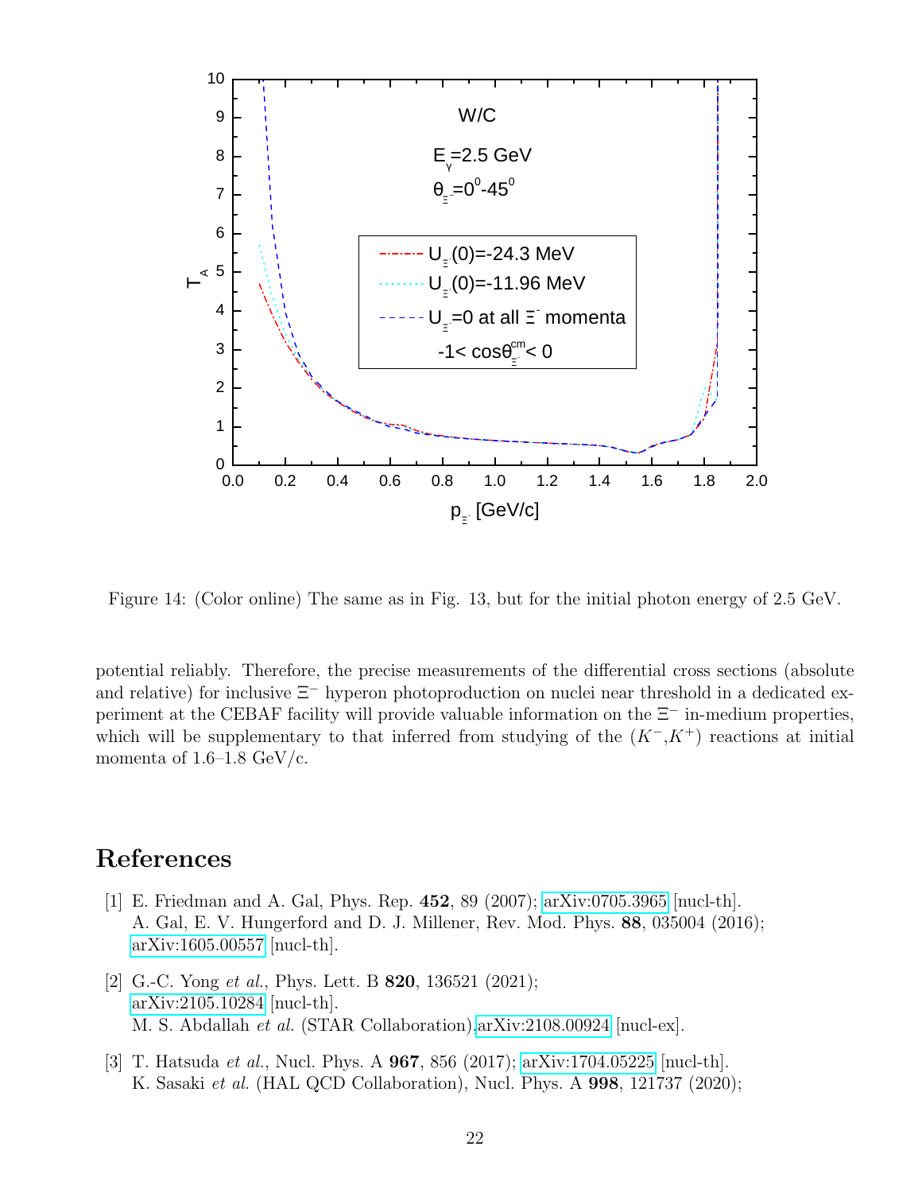Figure 14: (Color online) The same as in Fig. 13, but for the initial photon energy of 2.5 GeV.

potential reliably. Therefore, the precise measurements of the differential cross sections (absolute and relative) for inclusive $\Xi^-$ hyperon photoproduction on nuclei near threshold in a dedicated experiment at the CEBAF facility will provide valuable information on the $\Xi^-$ in-medium properties, which will be supplementary to that inferred from studying of the $(K^-,K^+)$ reactions at initial momenta of 1.6–1.8 GeV/c.

# References

[1] E. Friedman and A. Gal, Phys. Rep. **452**, 89 (2007); arXiv:0705.3965 [nucl-th]. A. Gal, E. V. Hungerford and D. J. Millener, Rev. Mod. Phys. **88**, 035004 (2016); arXiv:1605.00557 [nucl-th].

[2] G.-C. Yong *et al.*, Phys. Lett. B **820**, 136521 (2021); arXiv:2105.10284 [nucl-th]. M. S. Abdallah *et al.* (STAR Collaboration). arXiv:2108.00924 [nucl-ex].

[3] T. Hatsuda *et al.*, Nucl. Phys. A **967**, 856 (2017); arXiv:1704.05225 [nucl-th]. K. Sasaki *et al.* (HAL QCD Collaboration), Nucl. Phys. A **998**, 121737 (2020);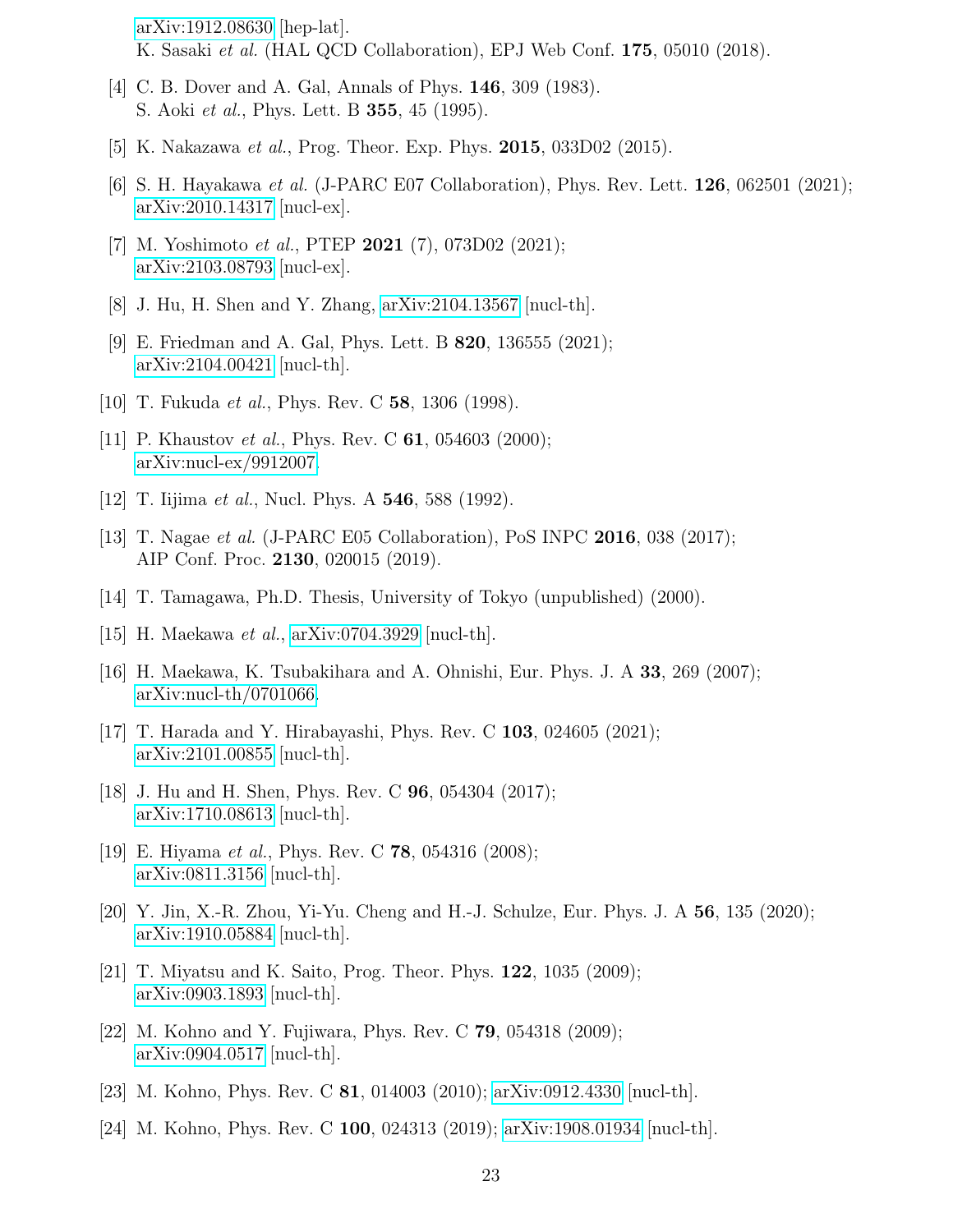arXiv:1912.08630 [hep-lat].
K. Sasaki *et al.* (HAL QCD Collaboration), EPJ Web Conf. **175**, 05010 (2018).

[4] C. B. Dover and A. Gal, Annals of Phys. **146**, 309 (1983).
S. Aoki *et al.*, Phys. Lett. B **355**, 45 (1995).

[5] K. Nakazawa *et al.*, Prog. Theor. Exp. Phys. **2015**, 033D02 (2015).

[6] S. H. Hayakawa *et al.* (J-PARC E07 Collaboration), Phys. Rev. Lett. **126**, 062501 (2021); arXiv:2010.14317 [nucl-ex].

[7] M. Yoshimoto *et al.*, PTEP **2021** (7), 073D02 (2021); arXiv:2103.08793 [nucl-ex].

[8] J. Hu, H. Shen and Y. Zhang, arXiv:2104.13567 [nucl-th].

[9] E. Friedman and A. Gal, Phys. Lett. B **820**, 136555 (2021); arXiv:2104.00421 [nucl-th].

[10] T. Fukuda *et al.*, Phys. Rev. C **58**, 1306 (1998).

[11] P. Khaustov *et al.*, Phys. Rev. C **61**, 054603 (2000); arXiv:nucl-ex/9912007.

[12] T. Iijima *et al.*, Nucl. Phys. A **546**, 588 (1992).

[13] T. Nagae *et al.* (J-PARC E05 Collaboration), PoS INPC **2016**, 038 (2017); AIP Conf. Proc. **2130**, 020015 (2019).

[14] T. Tamagawa, Ph.D. Thesis, University of Tokyo (unpublished) (2000).

[15] H. Maekawa *et al.*, arXiv:0704.3929 [nucl-th].

[16] H. Maekawa, K. Tsubakihara and A. Ohnishi, Eur. Phys. J. A **33**, 269 (2007); arXiv:nucl-th/0701066.

[17] T. Harada and Y. Hirabayashi, Phys. Rev. C **103**, 024605 (2021); arXiv:2101.00855 [nucl-th].

[18] J. Hu and H. Shen, Phys. Rev. C **96**, 054304 (2017); arXiv:1710.08613 [nucl-th].

[19] E. Hiyama *et al.*, Phys. Rev. C **78**, 054316 (2008); arXiv:0811.3156 [nucl-th].

[20] Y. Jin, X.-R. Zhou, Yi-Yu. Cheng and H.-J. Schulze, Eur. Phys. J. A **56**, 135 (2020); arXiv:1910.05884 [nucl-th].

[21] T. Miyatsu and K. Saito, Prog. Theor. Phys. **122**, 1035 (2009); arXiv:0903.1893 [nucl-th].

[22] M. Kohno and Y. Fujiwara, Phys. Rev. C **79**, 054318 (2009); arXiv:0904.0517 [nucl-th].

[23] M. Kohno, Phys. Rev. C **81**, 014003 (2010); arXiv:0912.4330 [nucl-th].

[24] M. Kohno, Phys. Rev. C **100**, 024313 (2019); arXiv:1908.01934 [nucl-th].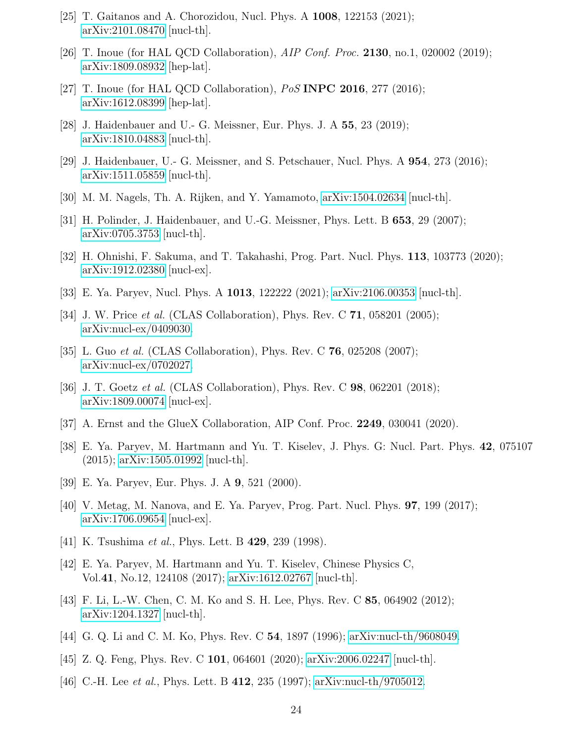[25] T. Gaitanos and A. Chorozidou, Nucl. Phys. A **1008**, 122153 (2021); arXiv:2101.08470 [nucl-th].

[26] T. Inoue (for HAL QCD Collaboration), *AIP Conf. Proc.* **2130**, no.1, 020002 (2019); arXiv:1809.08932 [hep-lat].

[27] T. Inoue (for HAL QCD Collaboration), *PoS* **INPC 2016**, 277 (2016); arXiv:1612.08399 [hep-lat].

[28] J. Haidenbauer and U.- G. Meissner, Eur. Phys. J. A **55**, 23 (2019); arXiv:1810.04883 [nucl-th].

[29] J. Haidenbauer, U.- G. Meissner, and S. Petschauer, Nucl. Phys. A **954**, 273 (2016); arXiv:1511.05859 [nucl-th].

[30] M. M. Nagels, Th. A. Rijken, and Y. Yamamoto, arXiv:1504.02634 [nucl-th].

[31] H. Polinder, J. Haidenbauer, and U.-G. Meissner, Phys. Lett. B **653**, 29 (2007); arXiv:0705.3753 [nucl-th].

[32] H. Ohnishi, F. Sakuma, and T. Takahashi, Prog. Part. Nucl. Phys. **113**, 103773 (2020); arXiv:1912.02380 [nucl-ex].

[33] E. Ya. Paryev, Nucl. Phys. A **1013**, 122222 (2021); arXiv:2106.00353 [nucl-th].

[34] J. W. Price *et al.* (CLAS Collaboration), Phys. Rev. C **71**, 058201 (2005); arXiv:nucl-ex/0409030.

[35] L. Guo *et al.* (CLAS Collaboration), Phys. Rev. C **76**, 025208 (2007); arXiv:nucl-ex/0702027.

[36] J. T. Goetz *et al.* (CLAS Collaboration), Phys. Rev. C **98**, 062201 (2018); arXiv:1809.00074 [nucl-ex].

[37] A. Ernst and the GlueX Collaboration, AIP Conf. Proc. **2249**, 030041 (2020).

[38] E. Ya. Paryev, M. Hartmann and Yu. T. Kiselev, J. Phys. G: Nucl. Part. Phys. **42**, 075107 (2015); arXiv:1505.01992 [nucl-th].

[39] E. Ya. Paryev, Eur. Phys. J. A **9**, 521 (2000).

[40] V. Metag, M. Nanova, and E. Ya. Paryev, Prog. Part. Nucl. Phys. **97**, 199 (2017); arXiv:1706.09654 [nucl-ex].

[41] K. Tsushima *et al.*, Phys. Lett. B **429**, 239 (1998).

[42] E. Ya. Paryev, M. Hartmann and Yu. T. Kiselev, Chinese Physics C, Vol.**41**, No.12, 124108 (2017); arXiv:1612.02767 [nucl-th].

[43] F. Li, L.-W. Chen, C. M. Ko and S. H. Lee, Phys. Rev. C **85**, 064902 (2012); arXiv:1204.1327 [nucl-th].

[44] G. Q. Li and C. M. Ko, Phys. Rev. C **54**, 1897 (1996); arXiv:nucl-th/9608049.

[45] Z. Q. Feng, Phys. Rev. C **101**, 064601 (2020); arXiv:2006.02247 [nucl-th].

[46] C.-H. Lee *et al.*, Phys. Lett. B **412**, 235 (1997); arXiv:nucl-th/9705012.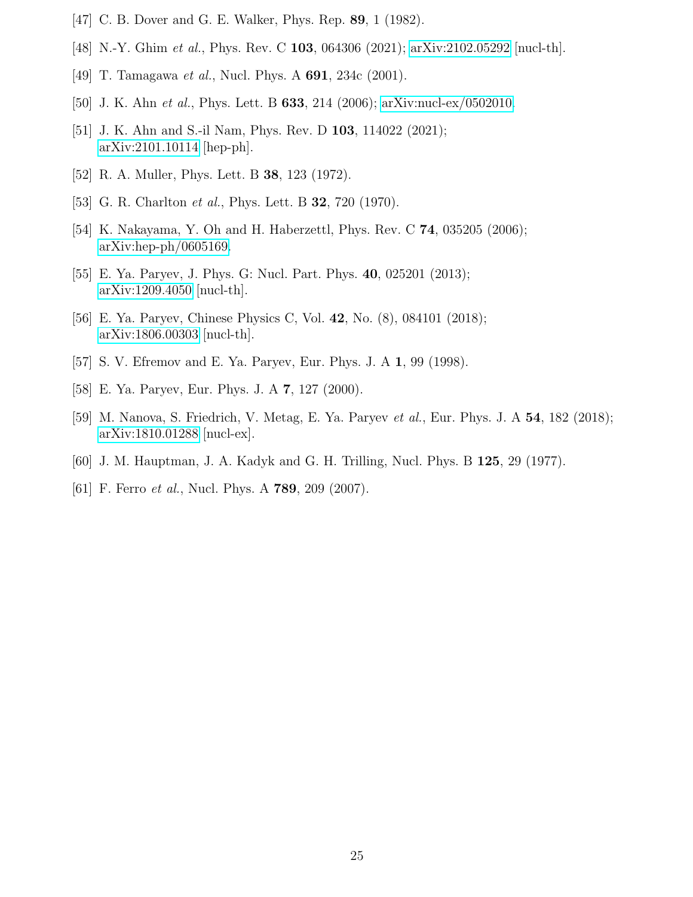[47] C. B. Dover and G. E. Walker, Phys. Rep. **89**, 1 (1982).

[48] N.-Y. Ghim *et al.*, Phys. Rev. C **103**, 064306 (2021); arXiv:2102.05292 [nucl-th].

[49] T. Tamagawa *et al.*, Nucl. Phys. A **691**, 234c (2001).

[50] J. K. Ahn *et al.*, Phys. Lett. B **633**, 214 (2006); arXiv:nucl-ex/0502010.

[51] J. K. Ahn and S.-il Nam, Phys. Rev. D **103**, 114022 (2021); arXiv:2101.10114 [hep-ph].

[52] R. A. Muller, Phys. Lett. B **38**, 123 (1972).

[53] G. R. Charlton *et al.*, Phys. Lett. B **32**, 720 (1970).

[54] K. Nakayama, Y. Oh and H. Haberzettl, Phys. Rev. C **74**, 035205 (2006); arXiv:hep-ph/0605169.

[55] E. Ya. Paryev, J. Phys. G: Nucl. Part. Phys. **40**, 025201 (2013); arXiv:1209.4050 [nucl-th].

[56] E. Ya. Paryev, Chinese Physics C, Vol. **42**, No. (8), 084101 (2018); arXiv:1806.00303 [nucl-th].

[57] S. V. Efremov and E. Ya. Paryev, Eur. Phys. J. A **1**, 99 (1998).

[58] E. Ya. Paryev, Eur. Phys. J. A **7**, 127 (2000).

[59] M. Nanova, S. Friedrich, V. Metag, E. Ya. Paryev *et al.*, Eur. Phys. J. A **54**, 182 (2018); arXiv:1810.01288 [nucl-ex].

[60] J. M. Hauptman, J. A. Kadyk and G. H. Trilling, Nucl. Phys. B **125**, 29 (1977).

[61] F. Ferro *et al.*, Nucl. Phys. A **789**, 209 (2007).